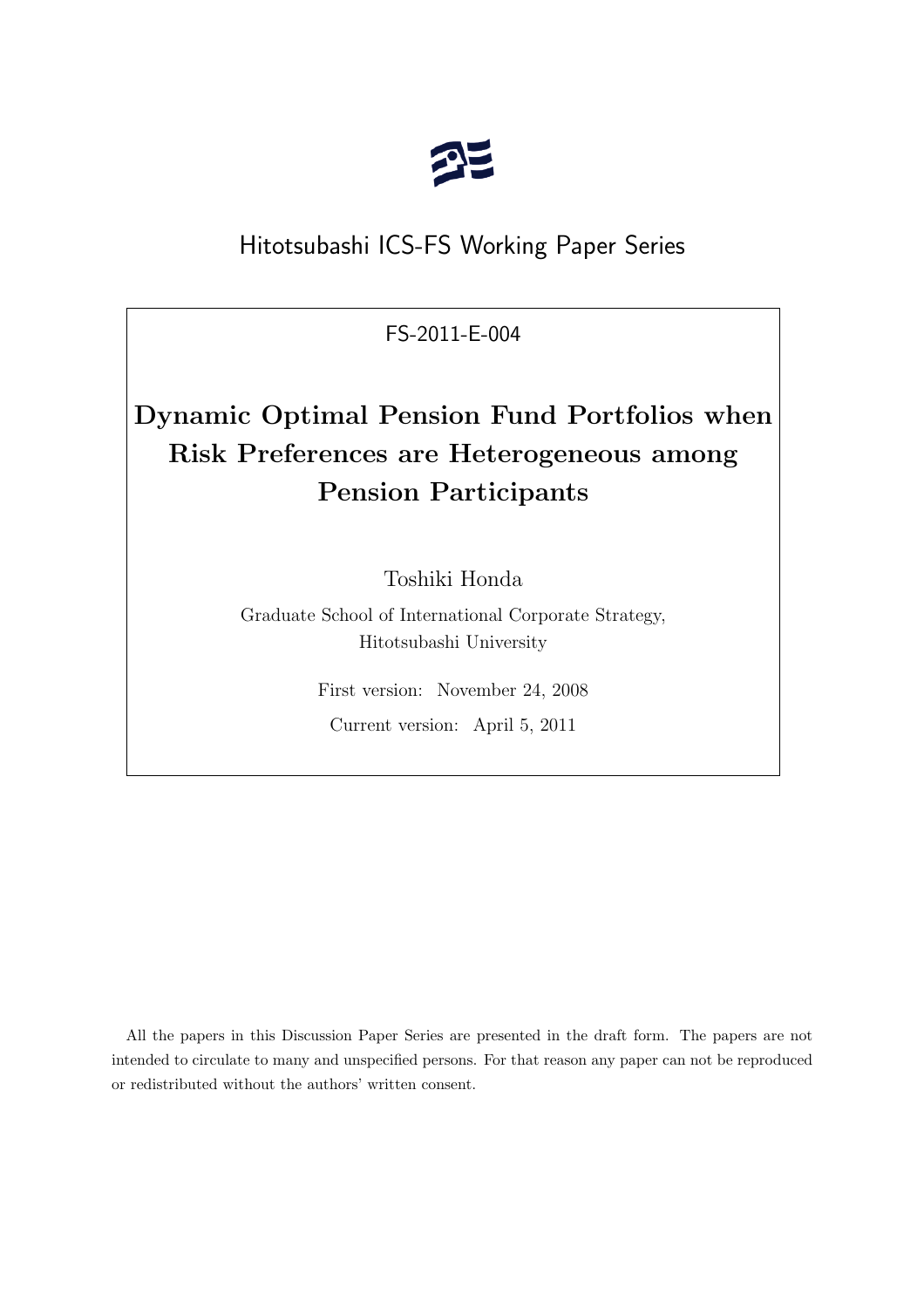Hitotsubashi ICS-FS Working Paper Series

FS-2011-E-004

# Dynamic Optimal Pension Fund Portfolios when Risk Preferences are Heterogeneous among Pension Participants

Toshiki Honda

Graduate School of International Corporate Strategy,
Hitotsubashi University

First version: November 24, 2008

Current version: April 5, 2011

All the papers in this Discussion Paper Series are presented in the draft form. The papers are not intended to circulate to many and unspecified persons. For that reason any paper can not be reproduced or redistributed without the authors' written consent.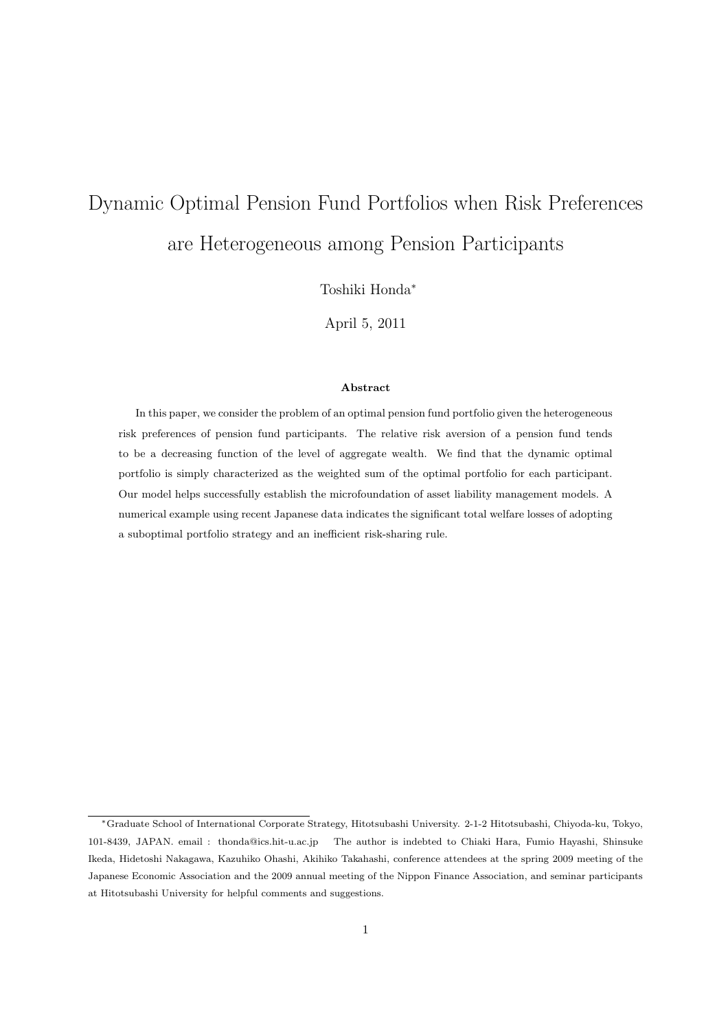# Dynamic Optimal Pension Fund Portfolios when Risk Preferences are Heterogeneous among Pension Participants

Toshiki Honda*

April 5, 2011

### Abstract

In this paper, we consider the problem of an optimal pension fund portfolio given the heterogeneous risk preferences of pension fund participants. The relative risk aversion of a pension fund tends to be a decreasing function of the level of aggregate wealth. We find that the dynamic optimal portfolio is simply characterized as the weighted sum of the optimal portfolio for each participant. Our model helps successfully establish the microfoundation of asset liability management models. A numerical example using recent Japanese data indicates the significant total welfare losses of adopting a suboptimal portfolio strategy and an inefficient risk-sharing rule.

---

*Graduate School of International Corporate Strategy, Hitotsubashi University. 2-1-2 Hitotsubashi, Chiyoda-ku, Tokyo, 101-8439, JAPAN. email : thonda@ics.hit-u.ac.jp The author is indebted to Chiaki Hara, Fumio Hayashi, Shinsuke Ikeda, Hidetoshi Nakagawa, Kazuhiko Ohashi, Akihiko Takahashi, conference attendees at the spring 2009 meeting of the Japanese Economic Association and the 2009 annual meeting of the Nippon Finance Association, and seminar participants at Hitotsubashi University for helpful comments and suggestions.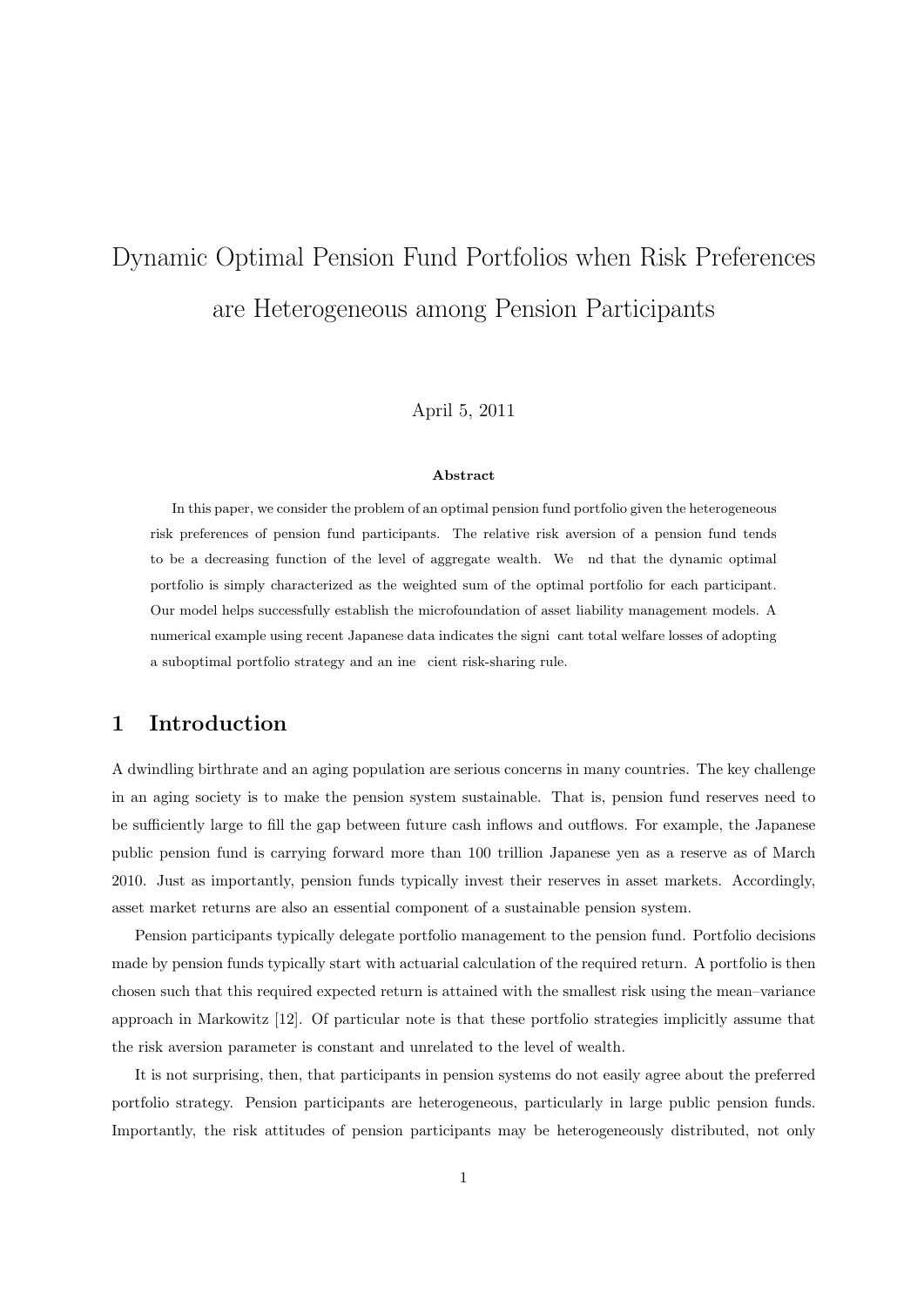# Dynamic Optimal Pension Fund Portfolios when Risk Preferences are Heterogeneous among Pension Participants

April 5, 2011

**Abstract**

In this paper, we consider the problem of an optimal pension fund portfolio given the heterogeneous risk preferences of pension fund participants. The relative risk aversion of a pension fund tends to be a decreasing function of the level of aggregate wealth. We nd that the dynamic optimal portfolio is simply characterized as the weighted sum of the optimal portfolio for each participant. Our model helps successfully establish the microfoundation of asset liability management models. A numerical example using recent Japanese data indicates the signi cant total welfare losses of adopting a suboptimal portfolio strategy and an ine cient risk-sharing rule.

## 1 Introduction

A dwindling birthrate and an aging population are serious concerns in many countries. The key challenge in an aging society is to make the pension system sustainable. That is, pension fund reserves need to be sufficiently large to fill the gap between future cash inflows and outflows. For example, the Japanese public pension fund is carrying forward more than 100 trillion Japanese yen as a reserve as of March 2010. Just as importantly, pension funds typically invest their reserves in asset markets. Accordingly, asset market returns are also an essential component of a sustainable pension system.

Pension participants typically delegate portfolio management to the pension fund. Portfolio decisions made by pension funds typically start with actuarial calculation of the required return. A portfolio is then chosen such that this required expected return is attained with the smallest risk using the mean–variance approach in Markowitz [12]. Of particular note is that these portfolio strategies implicitly assume that the risk aversion parameter is constant and unrelated to the level of wealth.

It is not surprising, then, that participants in pension systems do not easily agree about the preferred portfolio strategy. Pension participants are heterogeneous, particularly in large public pension funds. Importantly, the risk attitudes of pension participants may be heterogeneously distributed, not only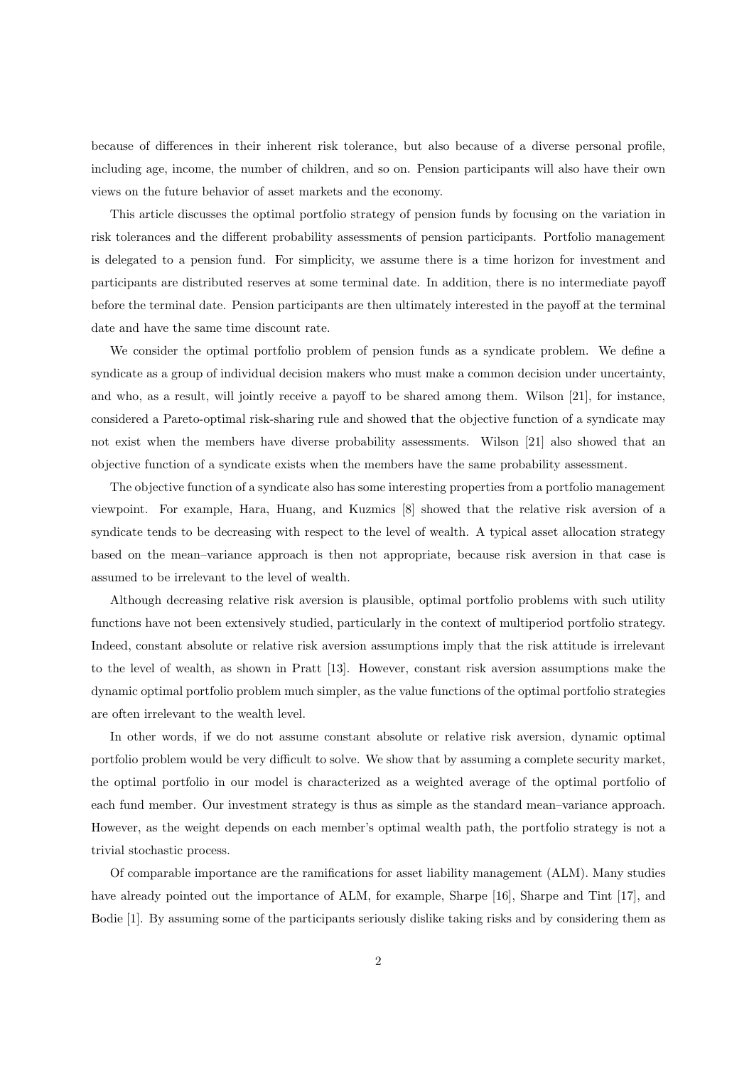because of differences in their inherent risk tolerance, but also because of a diverse personal profile, including age, income, the number of children, and so on. Pension participants will also have their own views on the future behavior of asset markets and the economy.

This article discusses the optimal portfolio strategy of pension funds by focusing on the variation in risk tolerances and the different probability assessments of pension participants. Portfolio management is delegated to a pension fund. For simplicity, we assume there is a time horizon for investment and participants are distributed reserves at some terminal date. In addition, there is no intermediate payoff before the terminal date. Pension participants are then ultimately interested in the payoff at the terminal date and have the same time discount rate.

We consider the optimal portfolio problem of pension funds as a syndicate problem. We define a syndicate as a group of individual decision makers who must make a common decision under uncertainty, and who, as a result, will jointly receive a payoff to be shared among them. Wilson [21], for instance, considered a Pareto-optimal risk-sharing rule and showed that the objective function of a syndicate may not exist when the members have diverse probability assessments. Wilson [21] also showed that an objective function of a syndicate exists when the members have the same probability assessment.

The objective function of a syndicate also has some interesting properties from a portfolio management viewpoint. For example, Hara, Huang, and Kuzmics [8] showed that the relative risk aversion of a syndicate tends to be decreasing with respect to the level of wealth. A typical asset allocation strategy based on the mean–variance approach is then not appropriate, because risk aversion in that case is assumed to be irrelevant to the level of wealth.

Although decreasing relative risk aversion is plausible, optimal portfolio problems with such utility functions have not been extensively studied, particularly in the context of multiperiod portfolio strategy. Indeed, constant absolute or relative risk aversion assumptions imply that the risk attitude is irrelevant to the level of wealth, as shown in Pratt [13]. However, constant risk aversion assumptions make the dynamic optimal portfolio problem much simpler, as the value functions of the optimal portfolio strategies are often irrelevant to the wealth level.

In other words, if we do not assume constant absolute or relative risk aversion, dynamic optimal portfolio problem would be very difficult to solve. We show that by assuming a complete security market, the optimal portfolio in our model is characterized as a weighted average of the optimal portfolio of each fund member. Our investment strategy is thus as simple as the standard mean–variance approach. However, as the weight depends on each member's optimal wealth path, the portfolio strategy is not a trivial stochastic process.

Of comparable importance are the ramifications for asset liability management (ALM). Many studies have already pointed out the importance of ALM, for example, Sharpe [16], Sharpe and Tint [17], and Bodie [1]. By assuming some of the participants seriously dislike taking risks and by considering them as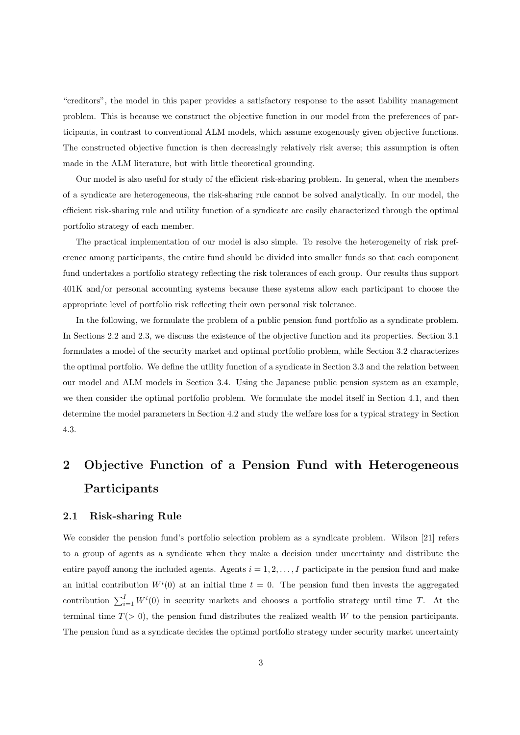"creditors", the model in this paper provides a satisfactory response to the asset liability management problem. This is because we construct the objective function in our model from the preferences of participants, in contrast to conventional ALM models, which assume exogenously given objective functions. The constructed objective function is then decreasingly relatively risk averse; this assumption is often made in the ALM literature, but with little theoretical grounding.

Our model is also useful for study of the efficient risk-sharing problem. In general, when the members of a syndicate are heterogeneous, the risk-sharing rule cannot be solved analytically. In our model, the efficient risk-sharing rule and utility function of a syndicate are easily characterized through the optimal portfolio strategy of each member.

The practical implementation of our model is also simple. To resolve the heterogeneity of risk preference among participants, the entire fund should be divided into smaller funds so that each component fund undertakes a portfolio strategy reflecting the risk tolerances of each group. Our results thus support 401K and/or personal accounting systems because these systems allow each participant to choose the appropriate level of portfolio risk reflecting their own personal risk tolerance.

In the following, we formulate the problem of a public pension fund portfolio as a syndicate problem. In Sections 2.2 and 2.3, we discuss the existence of the objective function and its properties. Section 3.1 formulates a model of the security market and optimal portfolio problem, while Section 3.2 characterizes the optimal portfolio. We define the utility function of a syndicate in Section 3.3 and the relation between our model and ALM models in Section 3.4. Using the Japanese public pension system as an example, we then consider the optimal portfolio problem. We formulate the model itself in Section 4.1, and then determine the model parameters in Section 4.2 and study the welfare loss for a typical strategy in Section 4.3.

# 2 Objective Function of a Pension Fund with Heterogeneous Participants

## 2.1 Risk-sharing Rule

We consider the pension fund's portfolio selection problem as a syndicate problem. Wilson [21] refers to a group of agents as a syndicate when they make a decision under uncertainty and distribute the entire payoff among the included agents. Agents $i = 1, 2, \ldots, I$ participate in the pension fund and make an initial contribution $W^i(0)$ at an initial time $t = 0$. The pension fund then invests the aggregated contribution $\sum_{i=1}^{I} W^i(0)$ in security markets and chooses a portfolio strategy until time $T$. At the terminal time $T(> 0)$, the pension fund distributes the realized wealth $W$ to the pension participants. The pension fund as a syndicate decides the optimal portfolio strategy under security market uncertainty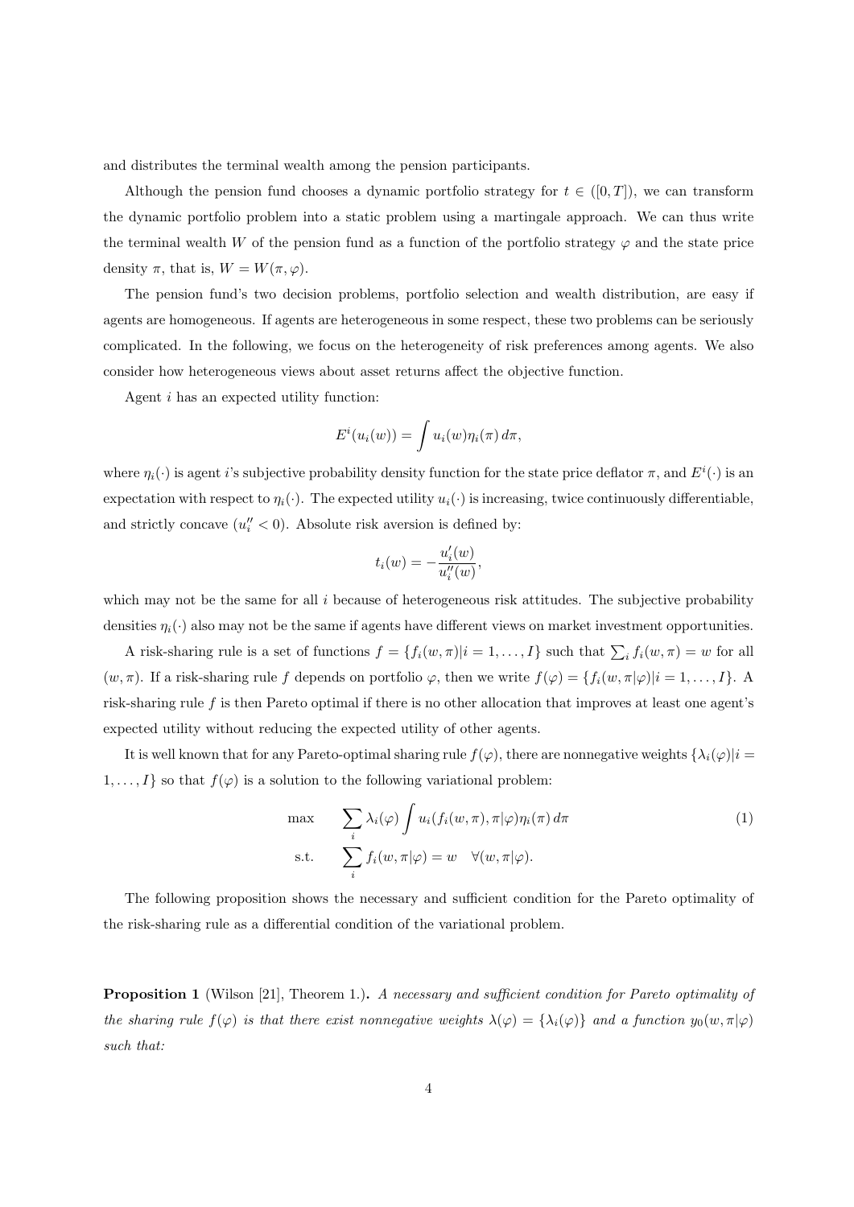and distributes the terminal wealth among the pension participants.

Although the pension fund chooses a dynamic portfolio strategy for $t \in ([0,T])$, we can transform the dynamic portfolio problem into a static problem using a martingale approach. We can thus write the terminal wealth $W$ of the pension fund as a function of the portfolio strategy $\varphi$ and the state price density $\pi$, that is, $W = W(\pi, \varphi)$.

The pension fund's two decision problems, portfolio selection and wealth distribution, are easy if agents are homogeneous. If agents are heterogeneous in some respect, these two problems can be seriously complicated. In the following, we focus on the heterogeneity of risk preferences among agents. We also consider how heterogeneous views about asset returns affect the objective function.

Agent $i$ has an expected utility function:

$$E^i(u_i(w)) = \int u_i(w)\eta_i(\pi)\, d\pi,$$

where $\eta_i(\cdot)$ is agent $i$'s subjective probability density function for the state price deflator $\pi$, and $E^i(\cdot)$ is an expectation with respect to $\eta_i(\cdot)$. The expected utility $u_i(\cdot)$ is increasing, twice continuously differentiable, and strictly concave ($u_i'' < 0$). Absolute risk aversion is defined by:

$$t_i(w) = -\frac{u_i'(w)}{u_i''(w)},$$

which may not be the same for all $i$ because of heterogeneous risk attitudes. The subjective probability densities $\eta_i(\cdot)$ also may not be the same if agents have different views on market investment opportunities.

A risk-sharing rule is a set of functions $f = \{f_i(w,\pi)|i = 1,\dots,I\}$ such that $\sum_i f_i(w,\pi) = w$ for all $(w,\pi)$. If a risk-sharing rule $f$ depends on portfolio $\varphi$, then we write $f(\varphi) = \{f_i(w,\pi|\varphi)|i = 1,\dots,I\}$. A risk-sharing rule $f$ is then Pareto optimal if there is no other allocation that improves at least one agent's expected utility without reducing the expected utility of other agents.

It is well known that for any Pareto-optimal sharing rule $f(\varphi)$, there are nonnegative weights $\{\lambda_i(\varphi)|i = 1,\dots,I\}$ so that $f(\varphi)$ is a solution to the following variational problem:

$$\begin{aligned} \max \quad & \sum_i \lambda_i(\varphi) \int u_i(f_i(w,\pi),\pi|\varphi)\eta_i(\pi)\, d\pi \\ \text{s.t.} \quad & \sum_i f_i(w,\pi|\varphi) = w \quad \forall (w,\pi|\varphi). \end{aligned} \tag{1}$$

The following proposition shows the necessary and sufficient condition for the Pareto optimality of the risk-sharing rule as a differential condition of the variational problem.

**Proposition 1** (Wilson [21], Theorem 1.). *A necessary and sufficient condition for Pareto optimality of the sharing rule $f(\varphi)$ is that there exist nonnegative weights $\lambda(\varphi) = \{\lambda_i(\varphi)\}$ and a function $y_0(w,\pi|\varphi)$ such that:*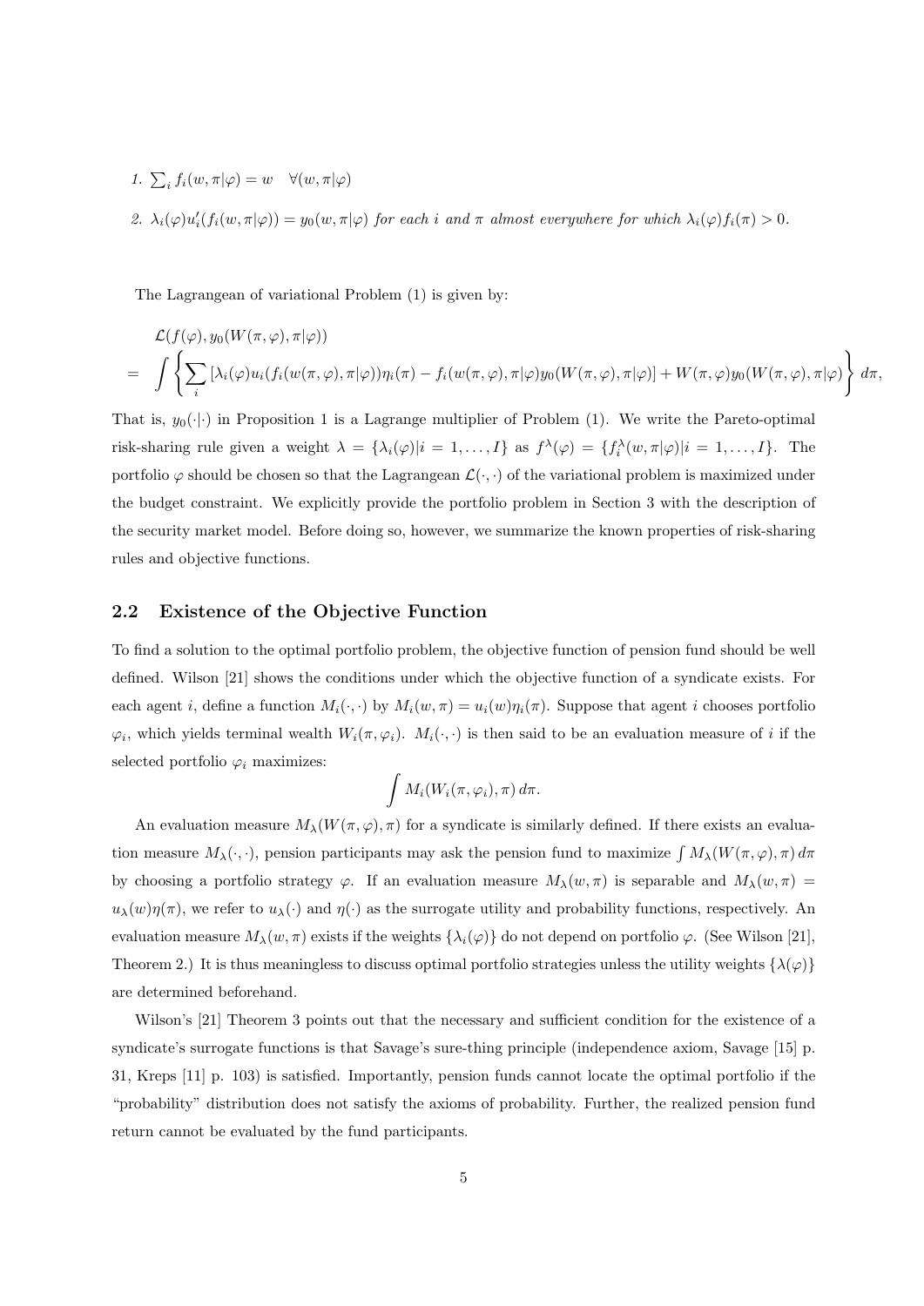1. $\sum_i f_i(w, \pi|\varphi) = w \quad \forall (w, \pi|\varphi)$

2. $\lambda_i(\varphi) u_i'(f_i(w, \pi|\varphi)) = y_0(w, \pi|\varphi)$ *for each* $i$ *and* $\pi$ *almost everywhere for which* $\lambda_i(\varphi) f_i(\pi) > 0$.

The Lagrangean of variational Problem (1) is given by:

$$
\begin{aligned}
&\mathcal{L}(f(\varphi), y_0(W(\pi, \varphi), \pi|\varphi)) \\
=& \int \left\{ \sum_i [\lambda_i(\varphi) u_i(f_i(w(\pi, \varphi), \pi|\varphi))\eta_i(\pi) - f_i(w(\pi, \varphi), \pi|\varphi) y_0(W(\pi, \varphi), \pi|\varphi)] + W(\pi, \varphi) y_0(W(\pi, \varphi), \pi|\varphi) \right\} d\pi,
\end{aligned}
$$

That is, $y_0(\cdot|\cdot)$ in Proposition 1 is a Lagrange multiplier of Problem (1). We write the Pareto-optimal risk-sharing rule given a weight $\lambda = \{\lambda_i(\varphi)|i = 1, \ldots, I\}$ as $f^\lambda(\varphi) = \{f_i^\lambda(w, \pi|\varphi)|i = 1, \ldots, I\}$. The portfolio $\varphi$ should be chosen so that the Lagrangean $\mathcal{L}(\cdot, \cdot)$ of the variational problem is maximized under the budget constraint. We explicitly provide the portfolio problem in Section 3 with the description of the security market model. Before doing so, however, we summarize the known properties of risk-sharing rules and objective functions.

## 2.2 Existence of the Objective Function

To find a solution to the optimal portfolio problem, the objective function of pension fund should be well defined. Wilson [21] shows the conditions under which the objective function of a syndicate exists. For each agent $i$, define a function $M_i(\cdot, \cdot)$ by $M_i(w, \pi) = u_i(w)\eta_i(\pi)$. Suppose that agent $i$ chooses portfolio $\varphi_i$, which yields terminal wealth $W_i(\pi, \varphi_i)$. $M_i(\cdot, \cdot)$ is then said to be an evaluation measure of $i$ if the selected portfolio $\varphi_i$ maximizes:

$$\int M_i(W_i(\pi, \varphi_i), \pi)\, d\pi.$$

An evaluation measure $M_\lambda(W(\pi, \varphi), \pi)$ for a syndicate is similarly defined. If there exists an evaluation measure $M_\lambda(\cdot, \cdot)$, pension participants may ask the pension fund to maximize $\int M_\lambda(W(\pi, \varphi), \pi)\, d\pi$ by choosing a portfolio strategy $\varphi$. If an evaluation measure $M_\lambda(w, \pi)$ is separable and $M_\lambda(w, \pi) = u_\lambda(w)\eta(\pi)$, we refer to $u_\lambda(\cdot)$ and $\eta(\cdot)$ as the surrogate utility and probability functions, respectively. An evaluation measure $M_\lambda(w, \pi)$ exists if the weights $\{\lambda_i(\varphi)\}$ do not depend on portfolio $\varphi$. (See Wilson [21], Theorem 2.) It is thus meaningless to discuss optimal portfolio strategies unless the utility weights $\{\lambda(\varphi)\}$ are determined beforehand.

Wilson's [21] Theorem 3 points out that the necessary and sufficient condition for the existence of a syndicate's surrogate functions is that Savage's sure-thing principle (independence axiom, Savage [15] p. 31, Kreps [11] p. 103) is satisfied. Importantly, pension funds cannot locate the optimal portfolio if the "probability" distribution does not satisfy the axioms of probability. Further, the realized pension fund return cannot be evaluated by the fund participants.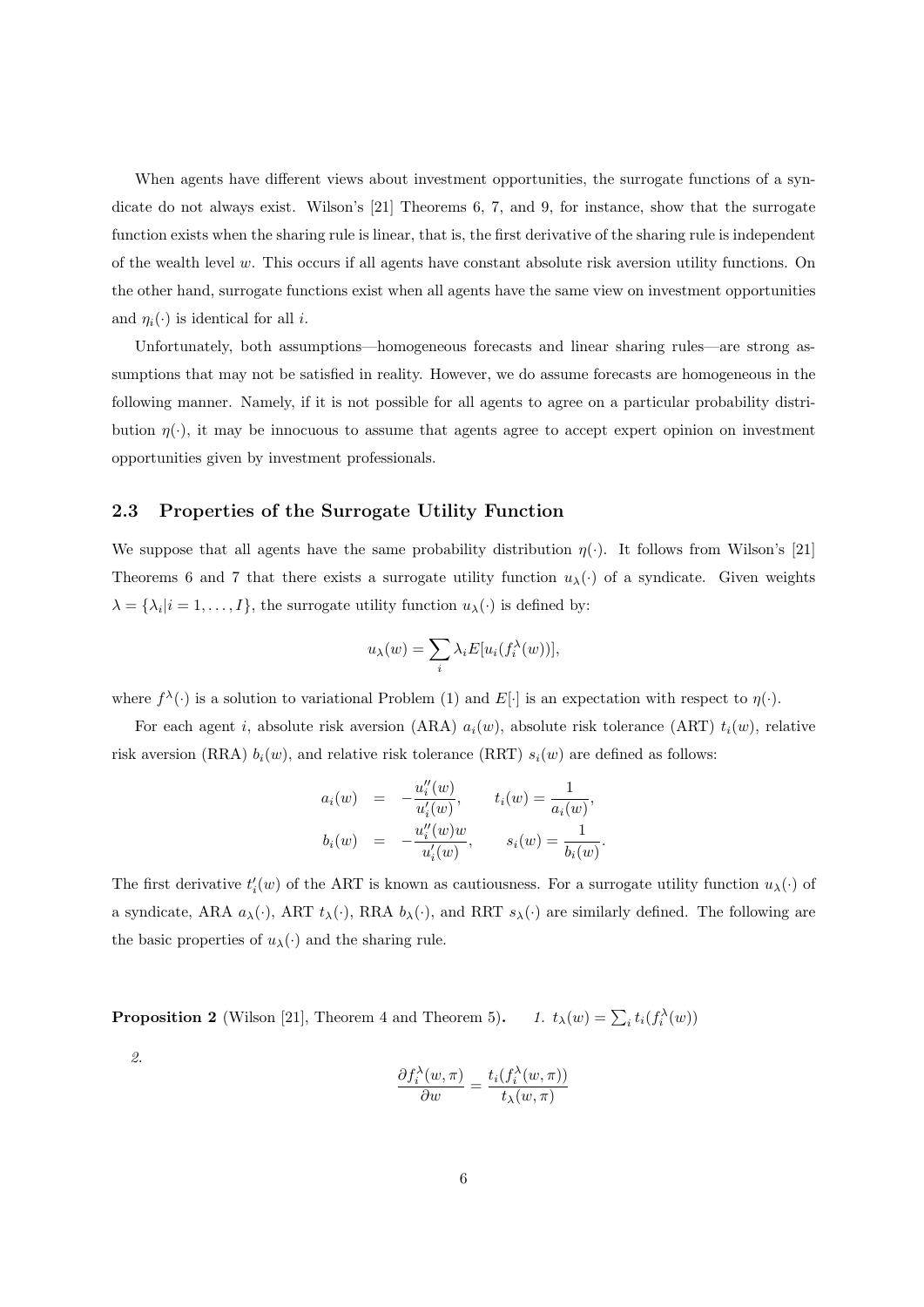When agents have different views about investment opportunities, the surrogate functions of a syndicate do not always exist. Wilson's [21] Theorems 6, 7, and 9, for instance, show that the surrogate function exists when the sharing rule is linear, that is, the first derivative of the sharing rule is independent of the wealth level $w$. This occurs if all agents have constant absolute risk aversion utility functions. On the other hand, surrogate functions exist when all agents have the same view on investment opportunities and $\eta_i(\cdot)$ is identical for all $i$.

Unfortunately, both assumptions—homogeneous forecasts and linear sharing rules—are strong assumptions that may not be satisfied in reality. However, we do assume forecasts are homogeneous in the following manner. Namely, if it is not possible for all agents to agree on a particular probability distribution $\eta(\cdot)$, it may be innocuous to assume that agents agree to accept expert opinion on investment opportunities given by investment professionals.

### 2.3 Properties of the Surrogate Utility Function

We suppose that all agents have the same probability distribution $\eta(\cdot)$. It follows from Wilson's [21] Theorems 6 and 7 that there exists a surrogate utility function $u_\lambda(\cdot)$ of a syndicate. Given weights $\lambda = \{\lambda_i | i = 1, \ldots, I\}$, the surrogate utility function $u_\lambda(\cdot)$ is defined by:

$$u_\lambda(w) = \sum_i \lambda_i E[u_i(f_i^\lambda(w))],$$

where $f^\lambda(\cdot)$ is a solution to variational Problem (1) and $E[\cdot]$ is an expectation with respect to $\eta(\cdot)$.

For each agent $i$, absolute risk aversion (ARA) $a_i(w)$, absolute risk tolerance (ART) $t_i(w)$, relative risk aversion (RRA) $b_i(w)$, and relative risk tolerance (RRT) $s_i(w)$ are defined as follows:

$$\begin{aligned} a_i(w) &= -\frac{u_i''(w)}{u_i'(w)}, \qquad t_i(w) = \frac{1}{a_i(w)}, \\ b_i(w) &= -\frac{u_i''(w)w}{u_i'(w)}, \qquad s_i(w) = \frac{1}{b_i(w)}. \end{aligned}$$

The first derivative $t_i'(w)$ of the ART is known as cautiousness. For a surrogate utility function $u_\lambda(\cdot)$ of a syndicate, ARA $a_\lambda(\cdot)$, ART $t_\lambda(\cdot)$, RRA $b_\lambda(\cdot)$, and RRT $s_\lambda(\cdot)$ are similarly defined. The following are the basic properties of $u_\lambda(\cdot)$ and the sharing rule.

**Proposition 2** (Wilson [21], Theorem 4 and Theorem 5)**.** *1.* $t_\lambda(w) = \sum_i t_i(f_i^\lambda(w))$

*2.*

$$\frac{\partial f_i^\lambda(w, \pi)}{\partial w} = \frac{t_i(f_i^\lambda(w, \pi))}{t_\lambda(w, \pi)}$$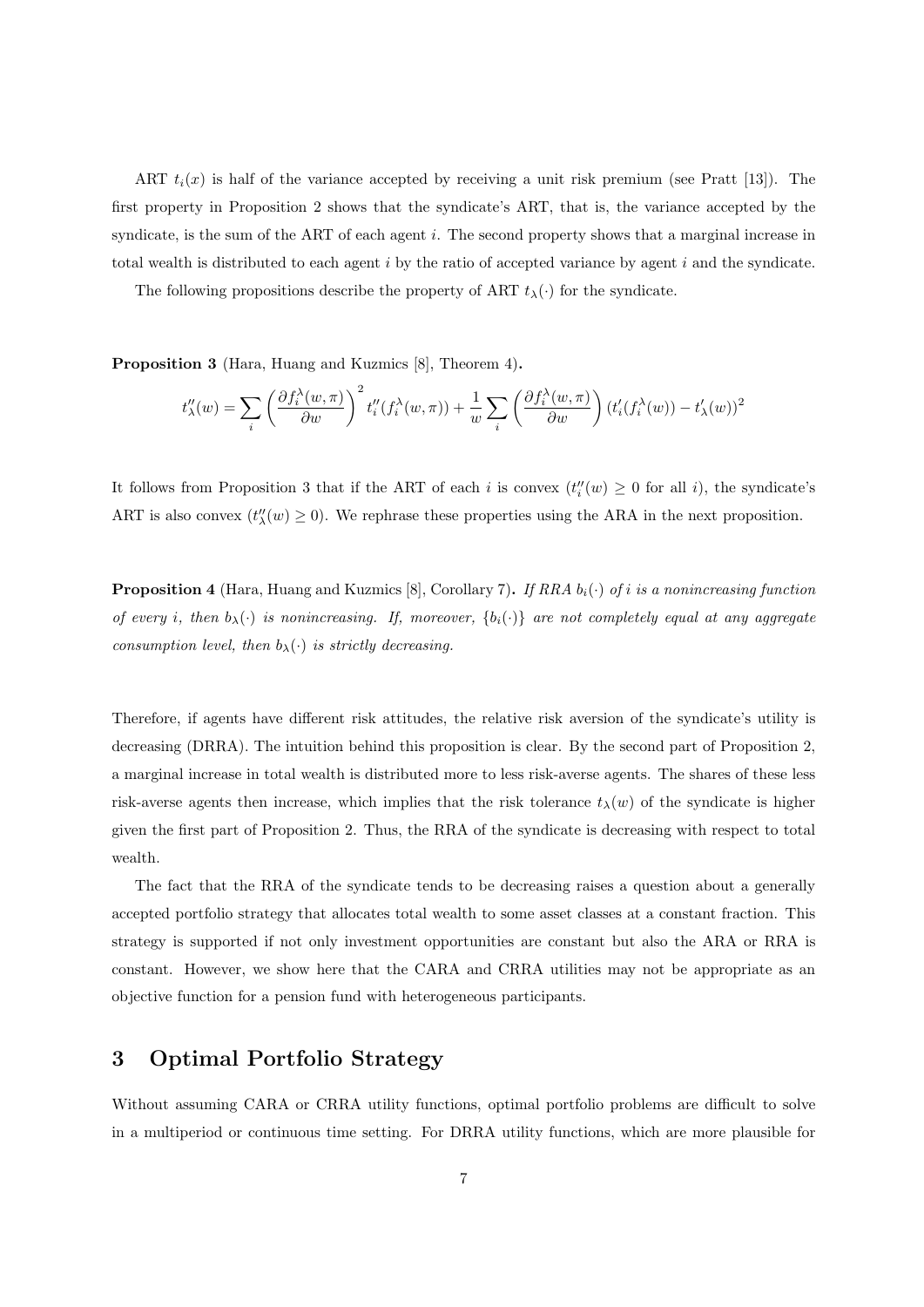ART $t_i(x)$ is half of the variance accepted by receiving a unit risk premium (see Pratt [13]). The first property in Proposition 2 shows that the syndicate's ART, that is, the variance accepted by the syndicate, is the sum of the ART of each agent $i$. The second property shows that a marginal increase in total wealth is distributed to each agent $i$ by the ratio of accepted variance by agent $i$ and the syndicate.

The following propositions describe the property of ART $t_\lambda(\cdot)$ for the syndicate.

**Proposition 3** (Hara, Huang and Kuzmics [8], Theorem 4)**.**

$$t''_\lambda(w) = \sum_i \left( \frac{\partial f_i^\lambda(w, \pi)}{\partial w} \right)^2 t''_i(f_i^\lambda(w, \pi)) + \frac{1}{w} \sum_i \left( \frac{\partial f_i^\lambda(w, \pi)}{\partial w} \right) (t'_i(f_i^\lambda(w)) - t'_\lambda(w))^2$$

It follows from Proposition 3 that if the ART of each $i$ is convex ($t''_i(w) \geq 0$ for all $i$), the syndicate's ART is also convex ($t''_\lambda(w) \geq 0$). We rephrase these properties using the ARA in the next proposition.

**Proposition 4** (Hara, Huang and Kuzmics [8], Corollary 7)**.** *If RRA $b_i(\cdot)$ of $i$ is a nonincreasing function of every $i$, then $b_\lambda(\cdot)$ is nonincreasing. If, moreover, $\{b_i(\cdot)\}$ are not completely equal at any aggregate consumption level, then $b_\lambda(\cdot)$ is strictly decreasing.*

Therefore, if agents have different risk attitudes, the relative risk aversion of the syndicate's utility is decreasing (DRRA). The intuition behind this proposition is clear. By the second part of Proposition 2, a marginal increase in total wealth is distributed more to less risk-averse agents. The shares of these less risk-averse agents then increase, which implies that the risk tolerance $t_\lambda(w)$ of the syndicate is higher given the first part of Proposition 2. Thus, the RRA of the syndicate is decreasing with respect to total wealth.

The fact that the RRA of the syndicate tends to be decreasing raises a question about a generally accepted portfolio strategy that allocates total wealth to some asset classes at a constant fraction. This strategy is supported if not only investment opportunities are constant but also the ARA or RRA is constant. However, we show here that the CARA and CRRA utilities may not be appropriate as an objective function for a pension fund with heterogeneous participants.

# 3 Optimal Portfolio Strategy

Without assuming CARA or CRRA utility functions, optimal portfolio problems are difficult to solve in a multiperiod or continuous time setting. For DRRA utility functions, which are more plausible for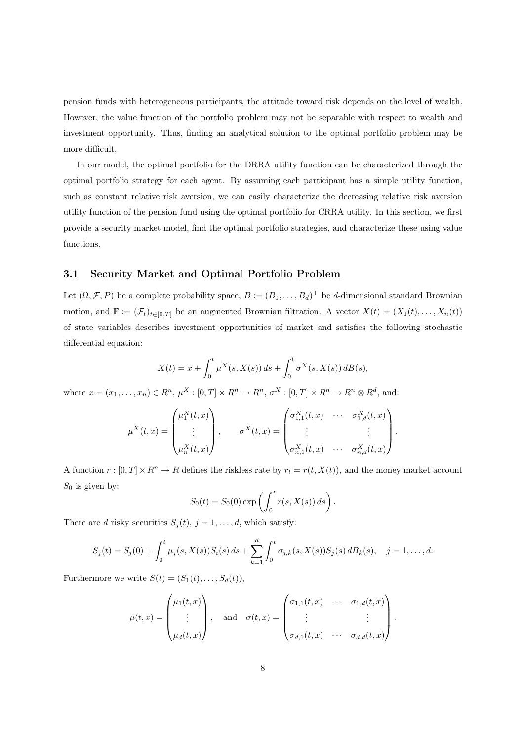pension funds with heterogeneous participants, the attitude toward risk depends on the level of wealth. However, the value function of the portfolio problem may not be separable with respect to wealth and investment opportunity. Thus, finding an analytical solution to the optimal portfolio problem may be more difficult.

In our model, the optimal portfolio for the DRRA utility function can be characterized through the optimal portfolio strategy for each agent. By assuming each participant has a simple utility function, such as constant relative risk aversion, we can easily characterize the decreasing relative risk aversion utility function of the pension fund using the optimal portfolio for CRRA utility. In this section, we first provide a security market model, find the optimal portfolio strategies, and characterize these using value functions.

### 3.1 Security Market and Optimal Portfolio Problem

Let $(\Omega, \mathcal{F}, P)$ be a complete probability space, $B := (B_1, \ldots, B_d)^\top$ be $d$-dimensional standard Brownian motion, and $\mathbb{F} := (\mathcal{F}_t)_{t \in [0,T]}$ be an augmented Brownian filtration. A vector $X(t) = (X_1(t), \ldots, X_n(t))$ of state variables describes investment opportunities of market and satisfies the following stochastic differential equation:

$$X(t) = x + \int_0^t \mu^X(s, X(s))\, ds + \int_0^t \sigma^X(s, X(s))\, dB(s),$$

where $x = (x_1, \ldots, x_n) \in R^n$, $\mu^X : [0,T] \times R^n \to R^n$, $\sigma^X : [0,T] \times R^n \to R^n \otimes R^d$, and:

$$\mu^X(t,x) = \begin{pmatrix} \mu_1^X(t,x) \\ \vdots \\ \mu_n^X(t,x) \end{pmatrix}, \qquad \sigma^X(t,x) = \begin{pmatrix} \sigma_{1,1}^X(t,x) & \cdots & \sigma_{1,d}^X(t,x) \\ \vdots & & \vdots \\ \sigma_{n,1}^X(t,x) & \cdots & \sigma_{n,d}^X(t,x) \end{pmatrix}.$$

A function $r : [0,T] \times R^n \to R$ defines the riskless rate by $r_t = r(t, X(t))$, and the money market account $S_0$ is given by:

$$S_0(t) = S_0(0) \exp\left( \int_0^t r(s, X(s))\, ds \right).$$

There are $d$ risky securities $S_j(t)$, $j = 1, \ldots, d$, which satisfy:

$$S_j(t) = S_j(0) + \int_0^t \mu_j(s, X(s)) S_i(s)\, ds + \sum_{k=1}^d \int_0^t \sigma_{j,k}(s, X(s)) S_j(s)\, dB_k(s), \quad j = 1, \ldots, d.$$

Furthermore we write $S(t) = (S_1(t), \ldots, S_d(t))$,

$$\mu(t,x) = \begin{pmatrix} \mu_1(t,x) \\ \vdots \\ \mu_d(t,x) \end{pmatrix}, \quad \text{and} \quad \sigma(t,x) = \begin{pmatrix} \sigma_{1,1}(t,x) & \cdots & \sigma_{1,d}(t,x) \\ \vdots & & \vdots \\ \sigma_{d,1}(t,x) & \cdots & \sigma_{d,d}(t,x) \end{pmatrix}.$$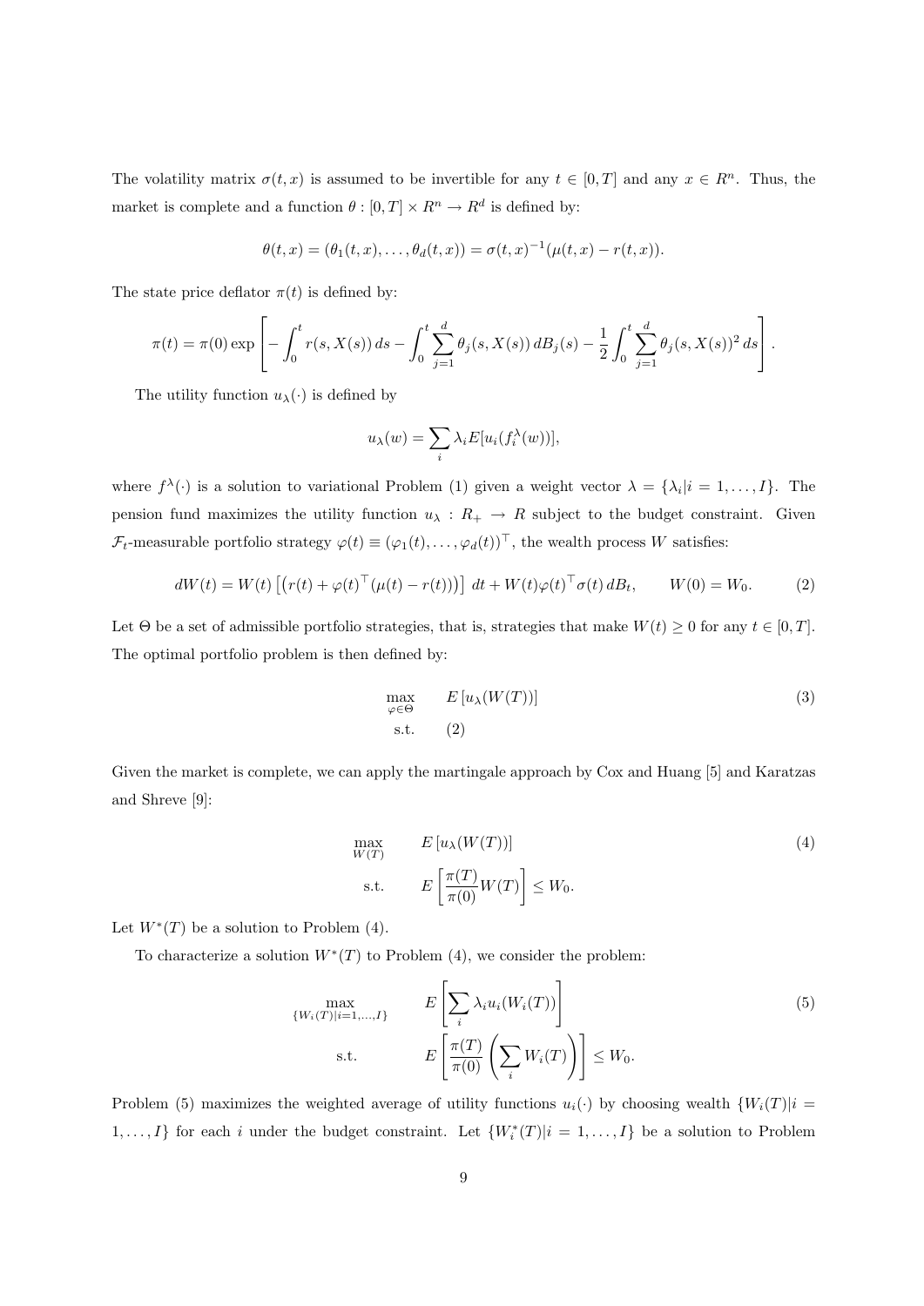The volatility matrix $\sigma(t,x)$ is assumed to be invertible for any $t \in [0,T]$ and any $x \in R^n$. Thus, the market is complete and a function $\theta : [0,T] \times R^n \to R^d$ is defined by:

$$\theta(t,x) = (\theta_1(t,x), \ldots, \theta_d(t,x)) = \sigma(t,x)^{-1}(\mu(t,x) - r(t,x)).$$

The state price deflator $\pi(t)$ is defined by:

$$\pi(t) = \pi(0) \exp\left[ -\int_0^t r(s, X(s))\, ds - \int_0^t \sum_{j=1}^d \theta_j(s, X(s))\, dB_j(s) - \frac{1}{2}\int_0^t \sum_{j=1}^d \theta_j(s, X(s))^2\, ds \right].$$

The utility function $u_\lambda(\cdot)$ is defined by

$$u_\lambda(w) = \sum_i \lambda_i E[u_i(f_i^\lambda(w))],$$

where $f^\lambda(\cdot)$ is a solution to variational Problem (1) given a weight vector $\lambda = \{\lambda_i | i = 1, \ldots, I\}$. The pension fund maximizes the utility function $u_\lambda : R_+ \to R$ subject to the budget constraint. Given $\mathcal{F}_t$-measurable portfolio strategy $\varphi(t) \equiv (\varphi_1(t), \ldots, \varphi_d(t))^\top$, the wealth process $W$ satisfies:

$$dW(t) = W(t)\left[ \left( r(t) + \varphi(t)^\top (\mu(t) - r(t)) \right) \right] dt + W(t)\varphi(t)^\top \sigma(t)\, dB_t, \qquad W(0) = W_0. \tag{2}$$

Let $\Theta$ be a set of admissible portfolio strategies, that is, strategies that make $W(t) \geq 0$ for any $t \in [0,T]$. The optimal portfolio problem is then defined by:

$$\begin{aligned} \max_{\varphi \in \Theta} \quad & E\left[u_\lambda(W(T))\right] \\ \text{s.t.} \quad & (2) \end{aligned} \tag{3}$$

Given the market is complete, we can apply the martingale approach by Cox and Huang [5] and Karatzas and Shreve [9]:

$$\begin{aligned} \max_{W(T)} \quad & E\left[u_\lambda(W(T))\right] \\ \text{s.t.} \quad & E\left[\frac{\pi(T)}{\pi(0)} W(T)\right] \leq W_0. \end{aligned} \tag{4}$$

Let $W^*(T)$ be a solution to Problem (4).

To characterize a solution $W^*(T)$ to Problem (4), we consider the problem:

$$\begin{aligned} \max_{\{W_i(T) | i=1,\ldots,I\}} \quad & E\left[\sum_i \lambda_i u_i(W_i(T))\right] \\ \text{s.t.} \quad & E\left[\frac{\pi(T)}{\pi(0)}\left(\sum_i W_i(T)\right)\right] \leq W_0. \end{aligned} \tag{5}$$

Problem (5) maximizes the weighted average of utility functions $u_i(\cdot)$ by choosing wealth $\{W_i(T) | i = 1, \ldots, I\}$ for each $i$ under the budget constraint. Let $\{W_i^*(T) | i = 1, \ldots, I\}$ be a solution to Problem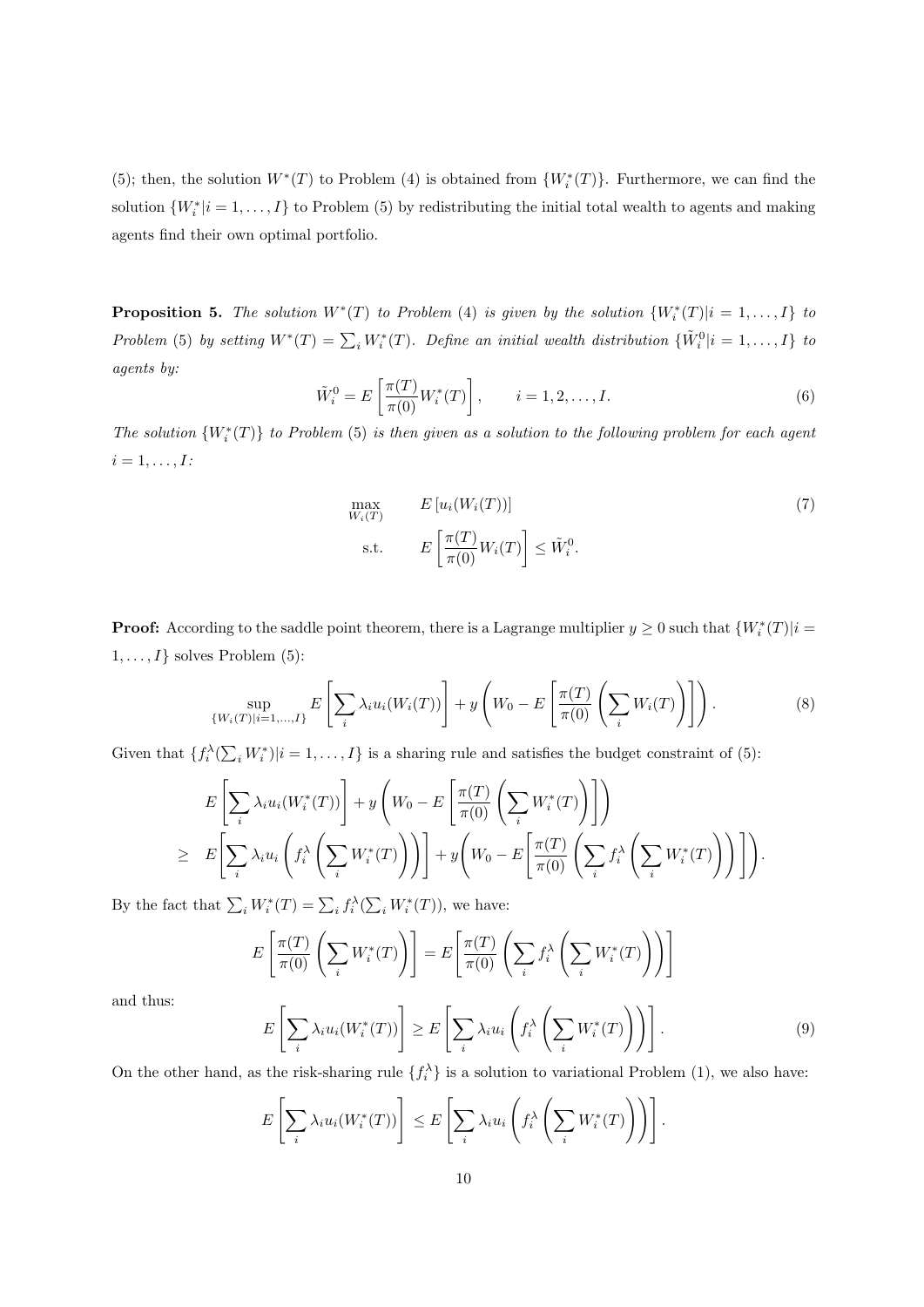(5); then, the solution $W^*(T)$ to Problem (4) is obtained from $\{W_i^*(T)\}$. Furthermore, we can find the solution $\{W_i^*|i = 1, \ldots, I\}$ to Problem (5) by redistributing the initial total wealth to agents and making agents find their own optimal portfolio.

**Proposition 5.** *The solution $W^*(T)$ to Problem (4) is given by the solution $\{W_i^*(T)|i = 1, \ldots, I\}$ to Problem (5) by setting $W^*(T) = \sum_i W_i^*(T)$. Define an initial wealth distribution $\{\tilde{W}_i^0|i = 1, \ldots, I\}$ to agents by:*

$$\tilde{W}_i^0 = E\left[\frac{\pi(T)}{\pi(0)} W_i^*(T)\right], \qquad i = 1, 2, \ldots, I. \tag{6}$$

*The solution $\{W_i^*(T)\}$ to Problem (5) is then given as a solution to the following problem for each agent $i = 1, \ldots, I$:*

$$\begin{aligned} \max_{W_i(T)} \quad & E\left[u_i(W_i(T))\right] \\ \text{s.t.} \quad & E\left[\frac{\pi(T)}{\pi(0)} W_i(T)\right] \leq \tilde{W}_i^0. \end{aligned} \tag{7}$$

**Proof:** According to the saddle point theorem, there is a Lagrange multiplier $y \geq 0$ such that $\{W_i^*(T)|i = 1, \ldots, I\}$ solves Problem (5):

$$\sup_{\{W_i(T)|i=1,\ldots,I\}} E\left[\sum_i \lambda_i u_i(W_i(T))\right] + y\left(W_0 - E\left[\frac{\pi(T)}{\pi(0)}\left(\sum_i W_i(T)\right)\right]\right). \tag{8}$$

Given that $\{f_i^\lambda(\sum_i W_i^*)|i = 1, \ldots, I\}$ is a sharing rule and satisfies the budget constraint of (5):

$$\begin{aligned} & E\left[\sum_i \lambda_i u_i(W_i^*(T))\right] + y\left(W_0 - E\left[\frac{\pi(T)}{\pi(0)}\left(\sum_i W_i^*(T)\right)\right]\right) \\ \geq \quad & E\left[\sum_i \lambda_i u_i\left(f_i^\lambda\left(\sum_i W_i^*(T)\right)\right)\right] + y\left(W_0 - E\left[\frac{\pi(T)}{\pi(0)}\left(\sum_i f_i^\lambda\left(\sum_i W_i^*(T)\right)\right)\right]\right). \end{aligned}$$

By the fact that $\sum_i W_i^*(T) = \sum_i f_i^\lambda(\sum_i W_i^*(T))$, we have:

$$E\left[\frac{\pi(T)}{\pi(0)}\left(\sum_i W_i^*(T)\right)\right] = E\left[\frac{\pi(T)}{\pi(0)}\left(\sum_i f_i^\lambda\left(\sum_i W_i^*(T)\right)\right)\right]$$

and thus:

$$E\left[\sum_i \lambda_i u_i(W_i^*(T))\right] \geq E\left[\sum_i \lambda_i u_i\left(f_i^\lambda\left(\sum_i W_i^*(T)\right)\right)\right]. \tag{9}$$

On the other hand, as the risk-sharing rule $\{f_i^\lambda\}$ is a solution to variational Problem (1), we also have:

$$E\left[\sum_i \lambda_i u_i(W_i^*(T))\right] \leq E\left[\sum_i \lambda_i u_i\left(f_i^\lambda\left(\sum_i W_i^*(T)\right)\right)\right].$$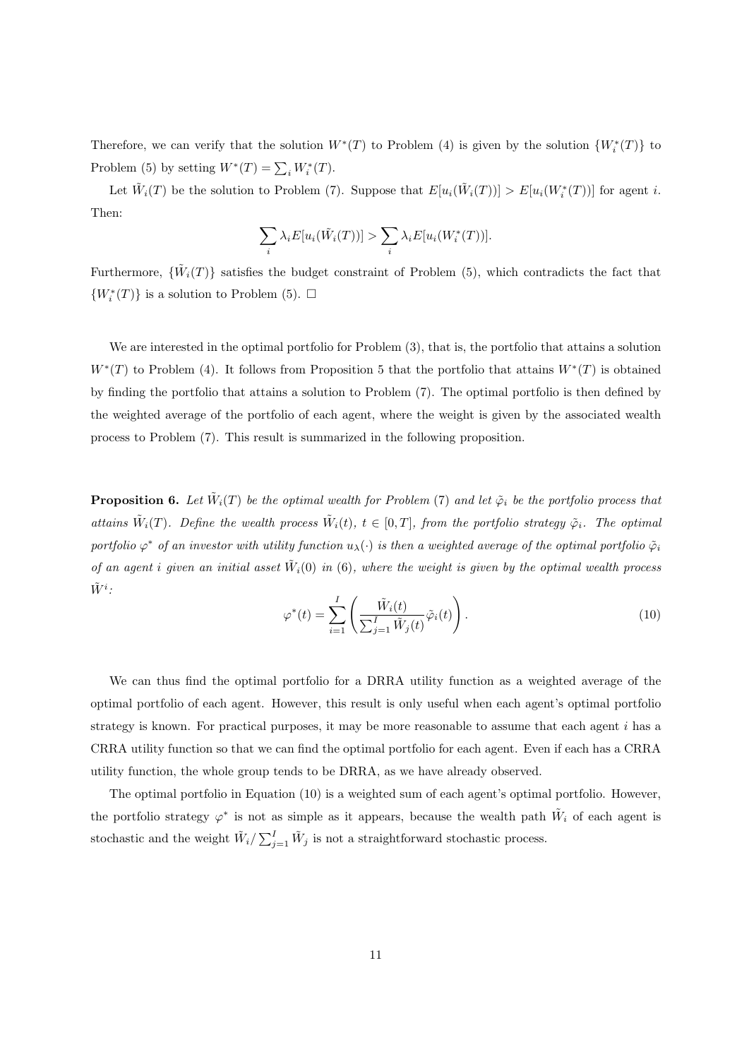Therefore, we can verify that the solution $W^*(T)$ to Problem (4) is given by the solution $\{W_i^*(T)\}$ to Problem (5) by setting $W^*(T) = \sum_i W_i^*(T)$.

Let $\tilde{W}_i(T)$ be the solution to Problem (7). Suppose that $E[u_i(\tilde{W}_i(T))] > E[u_i(W_i^*(T))]$ for agent $i$. Then:

$$\sum_i \lambda_i E[u_i(\tilde{W}_i(T))] > \sum_i \lambda_i E[u_i(W_i^*(T))].$$

Furthermore, $\{\tilde{W}_i(T)\}$ satisfies the budget constraint of Problem (5), which contradicts the fact that $\{W_i^*(T)\}$ is a solution to Problem (5). $\square$

We are interested in the optimal portfolio for Problem (3), that is, the portfolio that attains a solution $W^*(T)$ to Problem (4). It follows from Proposition 5 that the portfolio that attains $W^*(T)$ is obtained by finding the portfolio that attains a solution to Problem (7). The optimal portfolio is then defined by the weighted average of the portfolio of each agent, where the weight is given by the associated wealth process to Problem (7). This result is summarized in the following proposition.

**Proposition 6.** *Let $\tilde{W}_i(T)$ be the optimal wealth for Problem (7) and let $\tilde{\varphi}_i$ be the portfolio process that attains $\tilde{W}_i(T)$. Define the wealth process $\tilde{W}_i(t)$, $t \in [0, T]$, from the portfolio strategy $\tilde{\varphi}_i$. The optimal portfolio $\varphi^*$ of an investor with utility function $u_\lambda(\cdot)$ is then a weighted average of the optimal portfolio $\tilde{\varphi}_i$ of an agent $i$ given an initial asset $\tilde{W}_i(0)$ in (6), where the weight is given by the optimal wealth process $\tilde{W}^i$:*

$$\varphi^*(t) = \sum_{i=1}^{I} \left( \frac{\tilde{W}_i(t)}{\sum_{j=1}^{I} \tilde{W}_j(t)} \tilde{\varphi}_i(t) \right). \tag{10}$$

We can thus find the optimal portfolio for a DRRA utility function as a weighted average of the optimal portfolio of each agent. However, this result is only useful when each agent's optimal portfolio strategy is known. For practical purposes, it may be more reasonable to assume that each agent $i$ has a CRRA utility function so that we can find the optimal portfolio for each agent. Even if each has a CRRA utility function, the whole group tends to be DRRA, as we have already observed.

The optimal portfolio in Equation (10) is a weighted sum of each agent's optimal portfolio. However, the portfolio strategy $\varphi^*$ is not as simple as it appears, because the wealth path $\tilde{W}_i$ of each agent is stochastic and the weight $\tilde{W}_i / \sum_{j=1}^{I} \tilde{W}_j$ is not a straightforward stochastic process.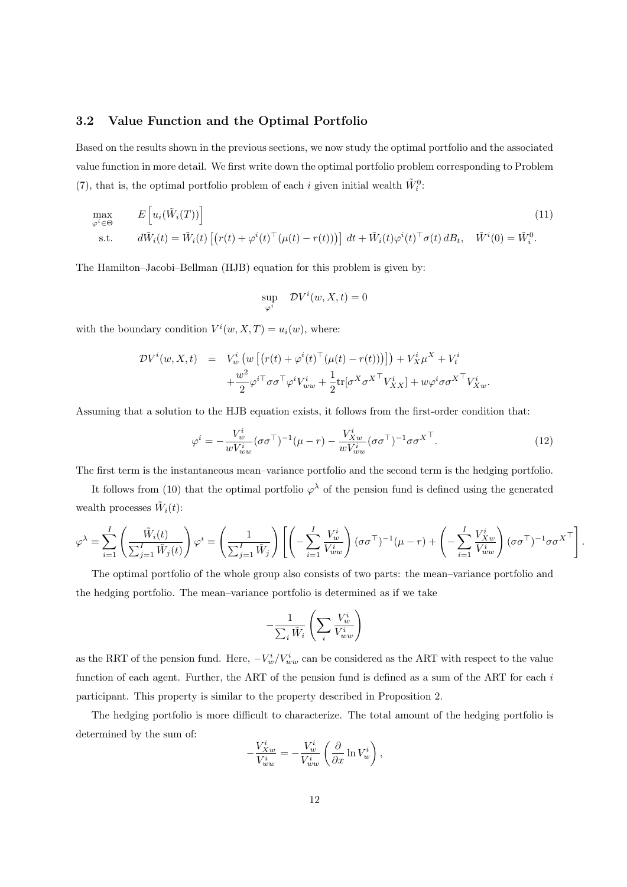### 3.2 Value Function and the Optimal Portfolio

Based on the results shown in the previous sections, we now study the optimal portfolio and the associated value function in more detail. We first write down the optimal portfolio problem corresponding to Problem (7), that is, the optimal portfolio problem of each $i$ given initial wealth $\tilde{W}_i^0$:

$$
\begin{aligned}
\max_{\varphi^i \in \Theta} \quad & E\left[u_i(\tilde{W}_i(T))\right] \qquad (11)\\
\text{s.t.} \quad & d\tilde{W}_i(t) = \tilde{W}_i(t)\left[\left(r(t) + \varphi^i(t)^\top(\mu(t) - r(t))\right)\right] dt + \tilde{W}_i(t)\varphi^i(t)^\top \sigma(t)\, dB_t, \quad \tilde{W}^i(0) = \tilde{W}_i^0.
\end{aligned}
$$

The Hamilton–Jacobi–Bellman (HJB) equation for this problem is given by:

$$
\sup_{\varphi^i} \quad \mathcal{D}V^i(w, X, t) = 0
$$

with the boundary condition $V^i(w, X, T) = u_i(w)$, where:

$$
\begin{aligned}
\mathcal{D}V^i(w, X, t) &= V_w^i\left(w\left[\left(r(t) + \varphi^i(t)^\top(\mu(t) - r(t))\right)\right]\right) + V_X^i \mu^X + V_t^i \\
&\quad + \frac{w^2}{2}\varphi^{i\top}\sigma\sigma^\top\varphi^i V_{ww}^i + \frac{1}{2}\mathrm{tr}[\sigma^X {\sigma^X}^\top V_{XX}^i] + w\varphi^i\sigma{\sigma^X}^\top V_{Xw}^i.
\end{aligned}
$$

Assuming that a solution to the HJB equation exists, it follows from the first-order condition that:

$$
\varphi^i = -\frac{V_w^i}{wV_{ww}^i}(\sigma\sigma^\top)^{-1}(\mu - r) - \frac{V_{Xw}^i}{wV_{ww}^i}(\sigma\sigma^\top)^{-1}\sigma{\sigma^X}^\top. \qquad (12)
$$

The first term is the instantaneous mean–variance portfolio and the second term is the hedging portfolio.

It follows from (10) that the optimal portfolio $\varphi^\lambda$ of the pension fund is defined using the generated wealth processes $\tilde{W}_i(t)$:

$$
\varphi^\lambda = \sum_{i=1}^I \left(\frac{\tilde{W}_i(t)}{\sum_{j=1}^I \tilde{W}_j(t)}\right)\varphi^i = \left(\frac{1}{\sum_{j=1}^I \tilde{W}_j}\right)\left[\left(-\sum_{i=1}^I \frac{V_w^i}{V_{ww}^i}\right)(\sigma\sigma^\top)^{-1}(\mu - r) + \left(-\sum_{i=1}^I \frac{V_{Xw}^i}{V_{ww}^i}\right)(\sigma\sigma^\top)^{-1}\sigma{\sigma^X}^\top\right].
$$

The optimal portfolio of the whole group also consists of two parts: the mean–variance portfolio and the hedging portfolio. The mean–variance portfolio is determined as if we take

$$
-\frac{1}{\sum_i \tilde{W}_i}\left(\sum_i \frac{V_w^i}{V_{ww}^i}\right)
$$

as the RRT of the pension fund. Here, $-V_w^i/V_{ww}^i$ can be considered as the ART with respect to the value function of each agent. Further, the ART of the pension fund is defined as a sum of the ART for each $i$ participant. This property is similar to the property described in Proposition 2.

The hedging portfolio is more difficult to characterize. The total amount of the hedging portfolio is determined by the sum of:

$$
-\frac{V_{Xw}^i}{V_{ww}^i} = -\frac{V_w^i}{V_{ww}^i}\left(\frac{\partial}{\partial x}\ln V_w^i\right),
$$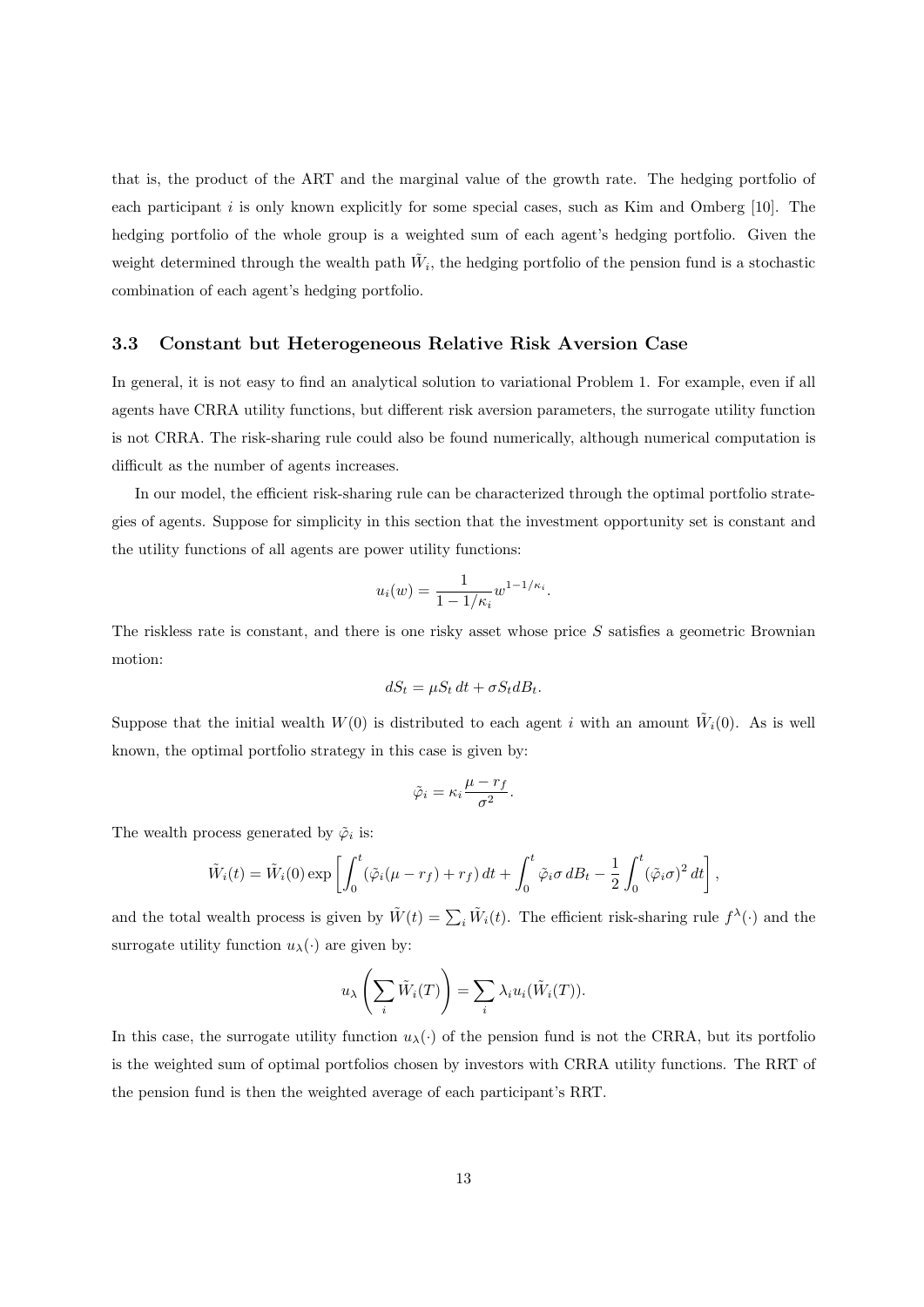that is, the product of the ART and the marginal value of the growth rate. The hedging portfolio of each participant $i$ is only known explicitly for some special cases, such as Kim and Omberg [10]. The hedging portfolio of the whole group is a weighted sum of each agent's hedging portfolio. Given the weight determined through the wealth path $\tilde{W}_i$, the hedging portfolio of the pension fund is a stochastic combination of each agent's hedging portfolio.

### 3.3 Constant but Heterogeneous Relative Risk Aversion Case

In general, it is not easy to find an analytical solution to variational Problem 1. For example, even if all agents have CRRA utility functions, but different risk aversion parameters, the surrogate utility function is not CRRA. The risk-sharing rule could also be found numerically, although numerical computation is difficult as the number of agents increases.

In our model, the efficient risk-sharing rule can be characterized through the optimal portfolio strategies of agents. Suppose for simplicity in this section that the investment opportunity set is constant and the utility functions of all agents are power utility functions:

$$u_i(w) = \frac{1}{1 - 1/\kappa_i} w^{1-1/\kappa_i}.$$

The riskless rate is constant, and there is one risky asset whose price $S$ satisfies a geometric Brownian motion:

$$dS_t = \mu S_t \, dt + \sigma S_t dB_t.$$

Suppose that the initial wealth $W(0)$ is distributed to each agent $i$ with an amount $\tilde{W}_i(0)$. As is well known, the optimal portfolio strategy in this case is given by:

$$\tilde{\varphi}_i = \kappa_i \frac{\mu - r_f}{\sigma^2}.$$

The wealth process generated by $\tilde{\varphi}_i$ is:

$$\tilde{W}_i(t) = \tilde{W}_i(0) \exp\left[\int_0^t (\tilde{\varphi}_i(\mu - r_f) + r_f) \, dt + \int_0^t \tilde{\varphi}_i \sigma \, dB_t - \frac{1}{2}\int_0^t (\tilde{\varphi}_i \sigma)^2 \, dt\right],$$

and the total wealth process is given by $\tilde{W}(t) = \sum_i \tilde{W}_i(t)$. The efficient risk-sharing rule $f^\lambda(\cdot)$ and the surrogate utility function $u_\lambda(\cdot)$ are given by:

$$u_\lambda\left(\sum_i \tilde{W}_i(T)\right) = \sum_i \lambda_i u_i(\tilde{W}_i(T)).$$

In this case, the surrogate utility function $u_\lambda(\cdot)$ of the pension fund is not the CRRA, but its portfolio is the weighted sum of optimal portfolios chosen by investors with CRRA utility functions. The RRT of the pension fund is then the weighted average of each participant's RRT.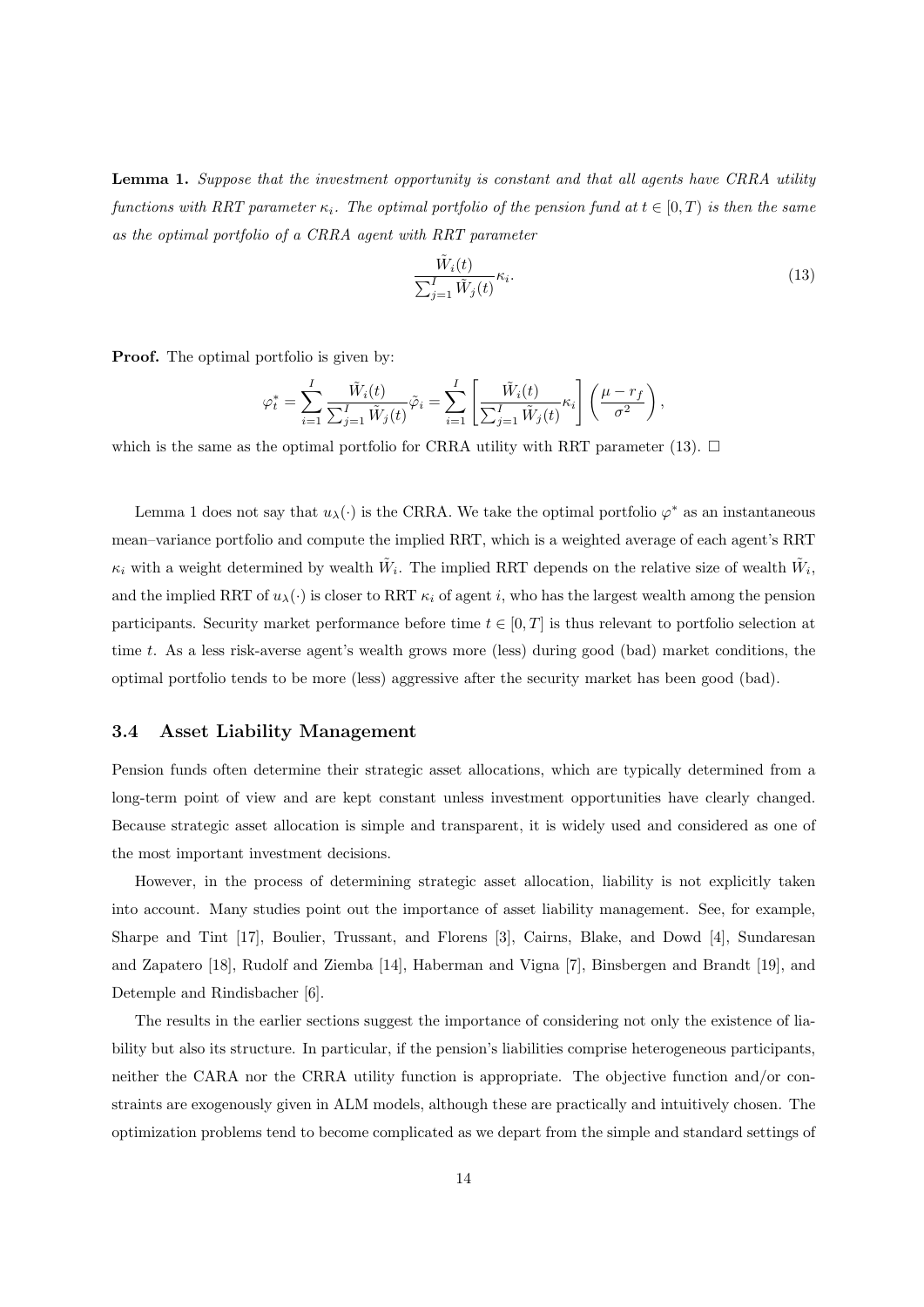**Lemma 1.** *Suppose that the investment opportunity is constant and that all agents have CRRA utility functions with RRT parameter $\kappa_i$. The optimal portfolio of the pension fund at $t \in [0, T)$ is then the same as the optimal portfolio of a CRRA agent with RRT parameter*

$$\frac{\tilde{W}_i(t)}{\sum_{j=1}^{I} \tilde{W}_j(t)} \kappa_i. \tag{13}$$

**Proof.** The optimal portfolio is given by:

$$\varphi_t^* = \sum_{i=1}^{I} \frac{\tilde{W}_i(t)}{\sum_{j=1}^{I} \tilde{W}_j(t)} \tilde{\varphi}_i = \sum_{i=1}^{I} \left[ \frac{\tilde{W}_i(t)}{\sum_{j=1}^{I} \tilde{W}_j(t)} \kappa_i \right] \left( \frac{\mu - r_f}{\sigma^2} \right),$$

which is the same as the optimal portfolio for CRRA utility with RRT parameter (13). $\square$

Lemma 1 does not say that $u_\lambda(\cdot)$ is the CRRA. We take the optimal portfolio $\varphi^*$ as an instantaneous mean–variance portfolio and compute the implied RRT, which is a weighted average of each agent's RRT $\kappa_i$ with a weight determined by wealth $\tilde{W}_i$. The implied RRT depends on the relative size of wealth $\tilde{W}_i$, and the implied RRT of $u_\lambda(\cdot)$ is closer to RRT $\kappa_i$ of agent $i$, who has the largest wealth among the pension participants. Security market performance before time $t \in [0, T]$ is thus relevant to portfolio selection at time $t$. As a less risk-averse agent's wealth grows more (less) during good (bad) market conditions, the optimal portfolio tends to be more (less) aggressive after the security market has been good (bad).

### 3.4 Asset Liability Management

Pension funds often determine their strategic asset allocations, which are typically determined from a long-term point of view and are kept constant unless investment opportunities have clearly changed. Because strategic asset allocation is simple and transparent, it is widely used and considered as one of the most important investment decisions.

However, in the process of determining strategic asset allocation, liability is not explicitly taken into account. Many studies point out the importance of asset liability management. See, for example, Sharpe and Tint [17], Boulier, Trussant, and Florens [3], Cairns, Blake, and Dowd [4], Sundaresan and Zapatero [18], Rudolf and Ziemba [14], Haberman and Vigna [7], Binsbergen and Brandt [19], and Detemple and Rindisbacher [6].

The results in the earlier sections suggest the importance of considering not only the existence of liability but also its structure. In particular, if the pension's liabilities comprise heterogeneous participants, neither the CARA nor the CRRA utility function is appropriate. The objective function and/or constraints are exogenously given in ALM models, although these are practically and intuitively chosen. The optimization problems tend to become complicated as we depart from the simple and standard settings of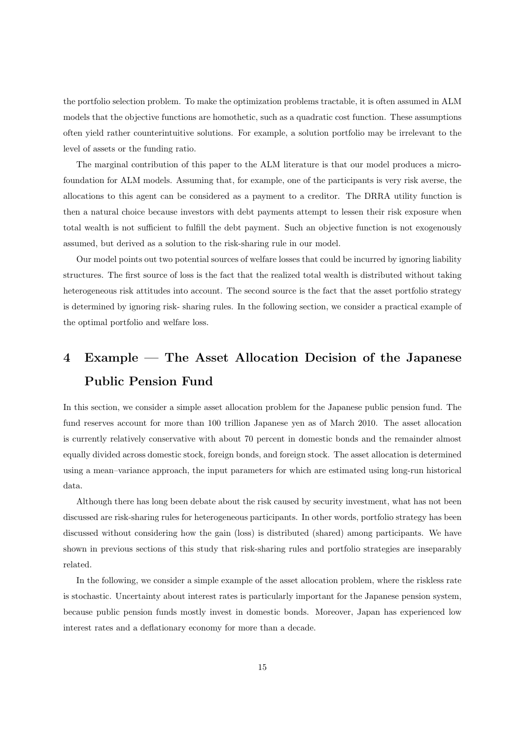the portfolio selection problem. To make the optimization problems tractable, it is often assumed in ALM models that the objective functions are homothetic, such as a quadratic cost function. These assumptions often yield rather counterintuitive solutions. For example, a solution portfolio may be irrelevant to the level of assets or the funding ratio.

The marginal contribution of this paper to the ALM literature is that our model produces a micro-foundation for ALM models. Assuming that, for example, one of the participants is very risk averse, the allocations to this agent can be considered as a payment to a creditor. The DRRA utility function is then a natural choice because investors with debt payments attempt to lessen their risk exposure when total wealth is not sufficient to fulfill the debt payment. Such an objective function is not exogenously assumed, but derived as a solution to the risk-sharing rule in our model.

Our model points out two potential sources of welfare losses that could be incurred by ignoring liability structures. The first source of loss is the fact that the realized total wealth is distributed without taking heterogeneous risk attitudes into account. The second source is the fact that the asset portfolio strategy is determined by ignoring risk- sharing rules. In the following section, we consider a practical example of the optimal portfolio and welfare loss.

# 4 Example — The Asset Allocation Decision of the Japanese Public Pension Fund

In this section, we consider a simple asset allocation problem for the Japanese public pension fund. The fund reserves account for more than 100 trillion Japanese yen as of March 2010. The asset allocation is currently relatively conservative with about 70 percent in domestic bonds and the remainder almost equally divided across domestic stock, foreign bonds, and foreign stock. The asset allocation is determined using a mean–variance approach, the input parameters for which are estimated using long-run historical data.

Although there has long been debate about the risk caused by security investment, what has not been discussed are risk-sharing rules for heterogeneous participants. In other words, portfolio strategy has been discussed without considering how the gain (loss) is distributed (shared) among participants. We have shown in previous sections of this study that risk-sharing rules and portfolio strategies are inseparably related.

In the following, we consider a simple example of the asset allocation problem, where the riskless rate is stochastic. Uncertainty about interest rates is particularly important for the Japanese pension system, because public pension funds mostly invest in domestic bonds. Moreover, Japan has experienced low interest rates and a deflationary economy for more than a decade.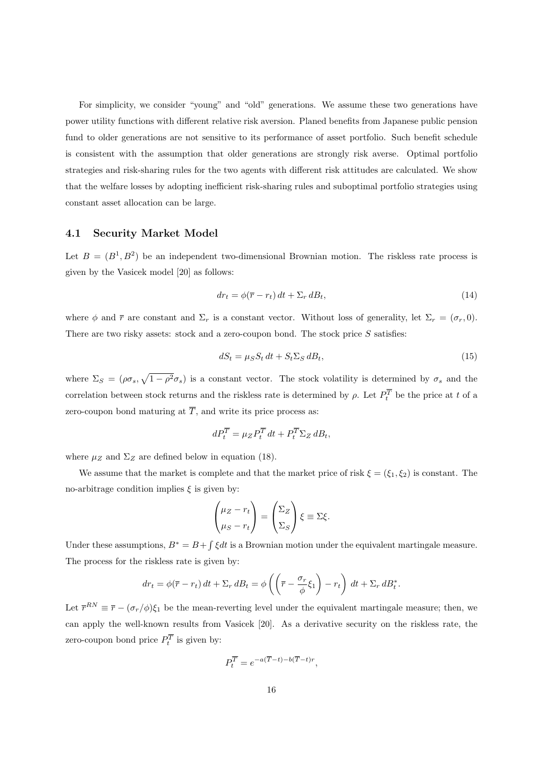For simplicity, we consider "young" and "old" generations. We assume these two generations have power utility functions with different relative risk aversion. Planed benefits from Japanese public pension fund to older generations are not sensitive to its performance of asset portfolio. Such benefit schedule is consistent with the assumption that older generations are strongly risk averse. Optimal portfolio strategies and risk-sharing rules for the two agents with different risk attitudes are calculated. We show that the welfare losses by adopting inefficient risk-sharing rules and suboptimal portfolio strategies using constant asset allocation can be large.

### 4.1 Security Market Model

Let $B = (B^1, B^2)$ be an independent two-dimensional Brownian motion. The riskless rate process is given by the Vasicek model [20] as follows:

$$dr_t = \phi(\overline{r} - r_t)\,dt + \Sigma_r\,dB_t, \tag{14}$$

where $\phi$ and $\overline{r}$ are constant and $\Sigma_r$ is a constant vector. Without loss of generality, let $\Sigma_r = (\sigma_r, 0)$. There are two risky assets: stock and a zero-coupon bond. The stock price $S$ satisfies:

$$dS_t = \mu_S S_t\,dt + S_t \Sigma_S\,dB_t, \tag{15}$$

where $\Sigma_S = (\rho\sigma_s, \sqrt{1-\rho^2}\sigma_s)$ is a constant vector. The stock volatility is determined by $\sigma_s$ and the correlation between stock returns and the riskless rate is determined by $\rho$. Let $P_t^{\overline{T}}$ be the price at $t$ of a zero-coupon bond maturing at $\overline{T}$, and write its price process as:

$$dP_t^{\overline{T}} = \mu_Z P_t^{\overline{T}}\,dt + P_t^{\overline{T}} \Sigma_Z\,dB_t,$$

where $\mu_Z$ and $\Sigma_Z$ are defined below in equation (18).

We assume that the market is complete and that the market price of risk $\xi = (\xi_1, \xi_2)$ is constant. The no-arbitrage condition implies $\xi$ is given by:

$$\begin{pmatrix} \mu_Z - r_t \\ \mu_S - r_t \end{pmatrix} = \begin{pmatrix} \Sigma_Z \\ \Sigma_S \end{pmatrix} \xi \equiv \Sigma\xi.$$

Under these assumptions, $B^* = B + \int \xi dt$ is a Brownian motion under the equivalent martingale measure. The process for the riskless rate is given by:

$$dr_t = \phi(\overline{r} - r_t)\,dt + \Sigma_r\,dB_t = \phi\left(\left(\overline{r} - \frac{\sigma_r}{\phi}\xi_1\right) - r_t\right)\,dt + \Sigma_r\,dB_t^*.$$

Let $\overline{r}^{RN} \equiv \overline{r} - (\sigma_r/\phi)\xi_1$ be the mean-reverting level under the equivalent martingale measure; then, we can apply the well-known results from Vasicek [20]. As a derivative security on the riskless rate, the zero-coupon bond price $P_t^{\overline{T}}$ is given by:

$$P_t^{\overline{T}} = e^{-a(\overline{T}-t) - b(\overline{T}-t)r},$$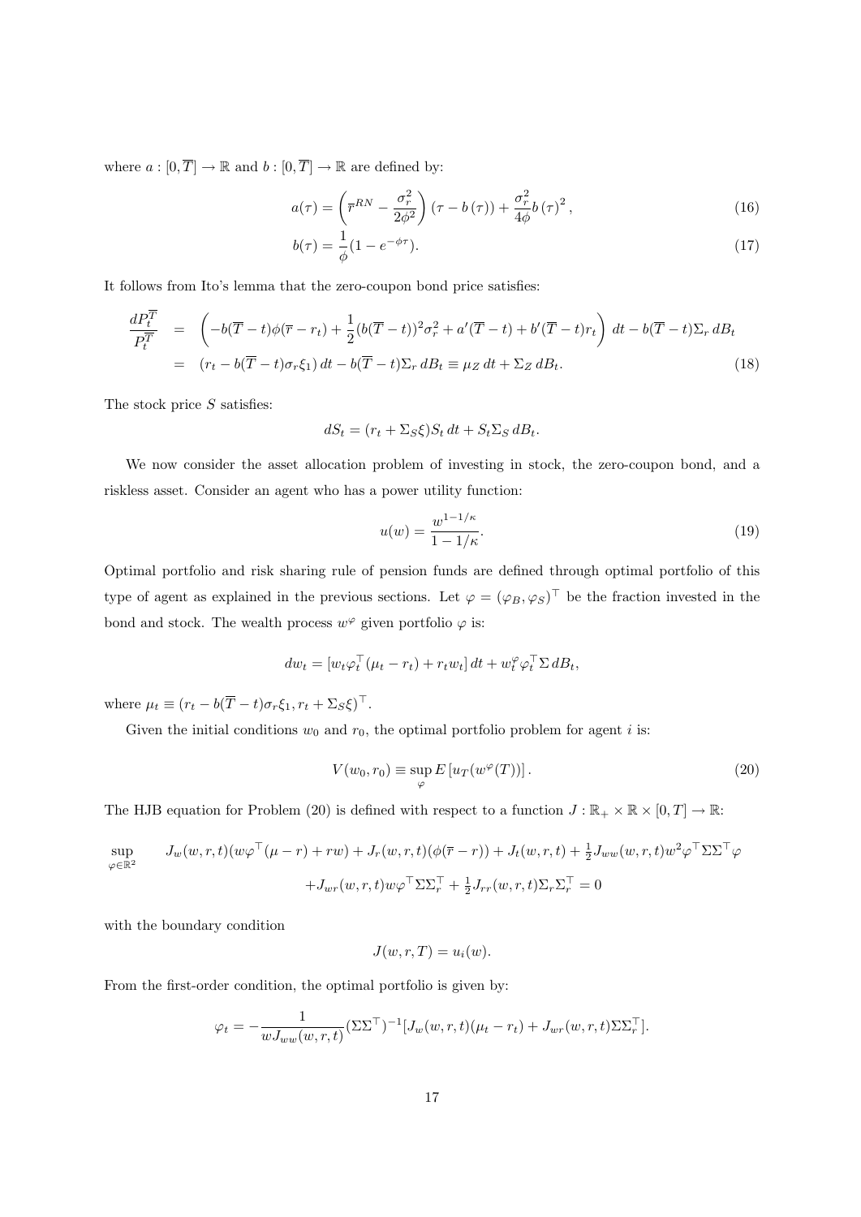where $a : [0, \overline{T}] \to \mathbb{R}$ and $b : [0, \overline{T}] \to \mathbb{R}$ are defined by:

$$a(\tau) = \left(\overline{r}^{RN} - \frac{\sigma_r^2}{2\phi^2}\right)(\tau - b(\tau)) + \frac{\sigma_r^2}{4\phi} b(\tau)^2, \tag{16}$$

$$b(\tau) = \frac{1}{\phi}(1 - e^{-\phi\tau}). \tag{17}$$

It follows from Ito's lemma that the zero-coupon bond price satisfies:

$$\begin{aligned}
\frac{dP_t^{\overline{T}}}{P_t^{\overline{T}}} &= \left(-b(\overline{T} - t)\phi(\overline{r} - r_t) + \frac{1}{2}(b(\overline{T} - t))^2\sigma_r^2 + a'(\overline{T} - t) + b'(\overline{T} - t)r_t\right) dt - b(\overline{T} - t)\Sigma_r \, dB_t \\
&= (r_t - b(\overline{T} - t)\sigma_r\xi_1)\, dt - b(\overline{T} - t)\Sigma_r \, dB_t \equiv \mu_Z \, dt + \Sigma_Z \, dB_t.
\end{aligned} \tag{18}$$

The stock price $S$ satisfies:

$$dS_t = (r_t + \Sigma_S\xi)S_t \, dt + S_t\Sigma_S \, dB_t.$$

We now consider the asset allocation problem of investing in stock, the zero-coupon bond, and a riskless asset. Consider an agent who has a power utility function:

$$u(w) = \frac{w^{1-1/\kappa}}{1 - 1/\kappa}. \tag{19}$$

Optimal portfolio and risk sharing rule of pension funds are defined through optimal portfolio of this type of agent as explained in the previous sections. Let $\varphi = (\varphi_B, \varphi_S)^\top$ be the fraction invested in the bond and stock. The wealth process $w^\varphi$ given portfolio $\varphi$ is:

$$dw_t = [w_t\varphi_t^\top(\mu_t - r_t) + r_t w_t]\, dt + w_t^\varphi \varphi_t^\top \Sigma \, dB_t,$$

where $\mu_t \equiv (r_t - b(\overline{T} - t)\sigma_r\xi_1, r_t + \Sigma_S\xi)^\top$.

Given the initial conditions $w_0$ and $r_0$, the optimal portfolio problem for agent $i$ is:

$$V(w_0, r_0) \equiv \sup_{\varphi} E\left[u_T(w^\varphi(T))\right]. \tag{20}$$

The HJB equation for Problem (20) is defined with respect to a function $J : \mathbb{R}_+ \times \mathbb{R} \times [0, T] \to \mathbb{R}$:

$$\begin{aligned}
\sup_{\varphi \in \mathbb{R}^2} \quad & J_w(w, r, t)(w\varphi^\top(\mu - r) + rw) + J_r(w, r, t)(\phi(\overline{r} - r)) + J_t(w, r, t) + \tfrac{1}{2}J_{ww}(w, r, t)w^2\varphi^\top\Sigma\Sigma^\top\varphi \\
& + J_{wr}(w, r, t)w\varphi^\top\Sigma\Sigma_r^\top + \tfrac{1}{2}J_{rr}(w, r, t)\Sigma_r\Sigma_r^\top = 0
\end{aligned}$$

with the boundary condition

$$J(w, r, T) = u_i(w).$$

From the first-order condition, the optimal portfolio is given by:

$$\varphi_t = -\frac{1}{wJ_{ww}(w, r, t)}(\Sigma\Sigma^\top)^{-1}[J_w(w, r, t)(\mu_t - r_t) + J_{wr}(w, r, t)\Sigma\Sigma_r^\top].$$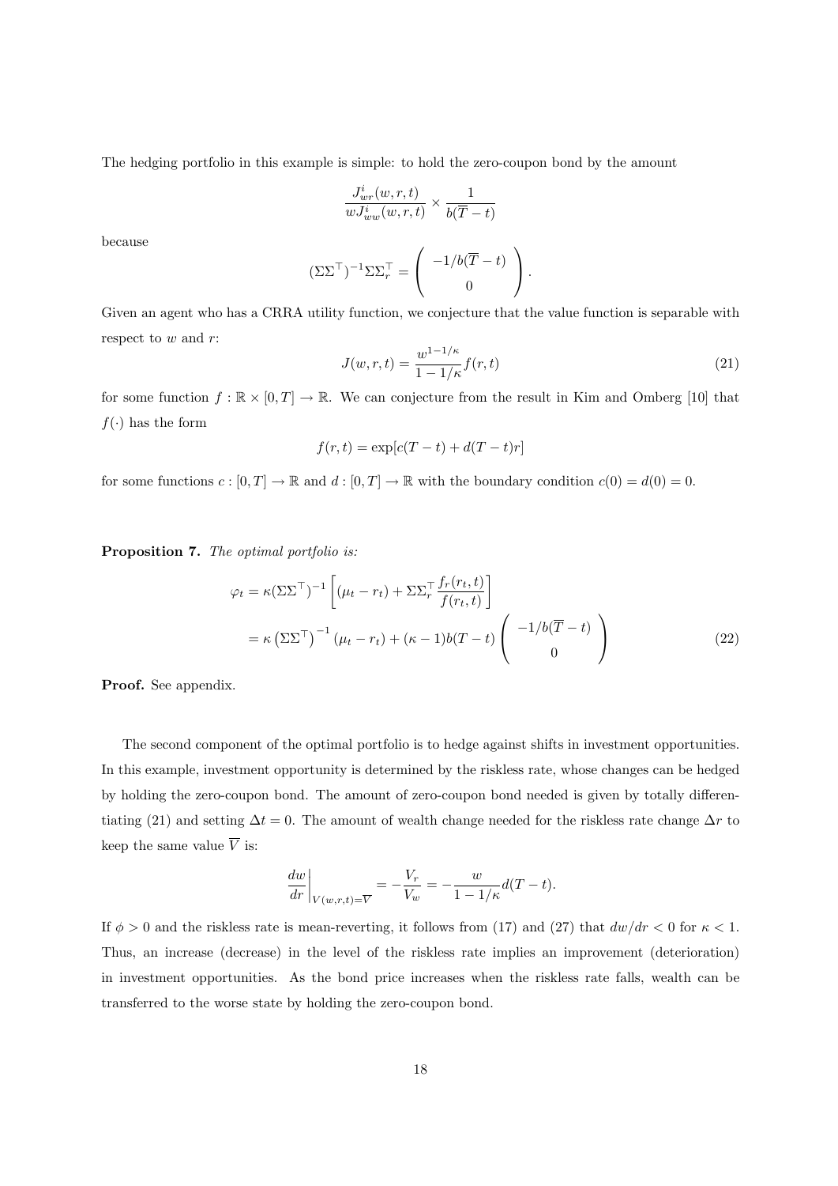The hedging portfolio in this example is simple: to hold the zero-coupon bond by the amount

$$\frac{J^i_{wr}(w,r,t)}{wJ^i_{ww}(w,r,t)} \times \frac{1}{b(\overline{T}-t)}$$

because

$$(\Sigma\Sigma^\top)^{-1}\Sigma\Sigma_r^\top = \begin{pmatrix} -1/b(\overline{T}-t) \\ 0 \end{pmatrix}.$$

Given an agent who has a CRRA utility function, we conjecture that the value function is separable with respect to $w$ and $r$:

$$J(w,r,t) = \frac{w^{1-1/\kappa}}{1-1/\kappa} f(r,t) \tag{21}$$

for some function $f : \mathbb{R} \times [0,T] \to \mathbb{R}$. We can conjecture from the result in Kim and Omberg [10] that $f(\cdot)$ has the form

$$f(r,t) = \exp[c(T-t) + d(T-t)r]$$

for some functions $c : [0,T] \to \mathbb{R}$ and $d : [0,T] \to \mathbb{R}$ with the boundary condition $c(0) = d(0) = 0$.

**Proposition 7.** *The optimal portfolio is:*

$$\begin{aligned}
\varphi_t &= \kappa(\Sigma\Sigma^\top)^{-1}\left[(\mu_t - r_t) + \Sigma\Sigma_r^\top \frac{f_r(r_t,t)}{f(r_t,t)}\right] \\
&= \kappa\left(\Sigma\Sigma^\top\right)^{-1}(\mu_t - r_t) + (\kappa - 1)b(T-t)\begin{pmatrix} -1/b(\overline{T}-t) \\ 0 \end{pmatrix}
\end{aligned} \tag{22}$$

**Proof.** See appendix.

The second component of the optimal portfolio is to hedge against shifts in investment opportunities. In this example, investment opportunity is determined by the riskless rate, whose changes can be hedged by holding the zero-coupon bond. The amount of zero-coupon bond needed is given by totally differentiating (21) and setting $\Delta t = 0$. The amount of wealth change needed for the riskless rate change $\Delta r$ to keep the same value $\overline{V}$ is:

$$\left.\frac{dw}{dr}\right|_{V(w,r,t)=\overline{V}} = -\frac{V_r}{V_w} = -\frac{w}{1-1/\kappa}d(T-t).$$

If $\phi > 0$ and the riskless rate is mean-reverting, it follows from (17) and (27) that $dw/dr < 0$ for $\kappa < 1$. Thus, an increase (decrease) in the level of the riskless rate implies an improvement (deterioration) in investment opportunities. As the bond price increases when the riskless rate falls, wealth can be transferred to the worse state by holding the zero-coupon bond.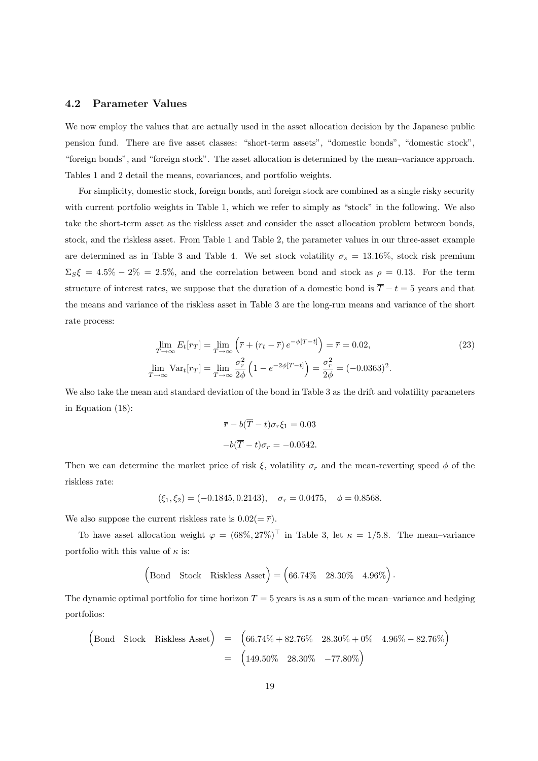### 4.2 Parameter Values

We now employ the values that are actually used in the asset allocation decision by the Japanese public pension fund. There are five asset classes: "short-term assets", "domestic bonds", "domestic stock", "foreign bonds", and "foreign stock". The asset allocation is determined by the mean–variance approach. Tables 1 and 2 detail the means, covariances, and portfolio weights.

For simplicity, domestic stock, foreign bonds, and foreign stock are combined as a single risky security with current portfolio weights in Table 1, which we refer to simply as "stock" in the following. We also take the short-term asset as the riskless asset and consider the asset allocation problem between bonds, stock, and the riskless asset. From Table 1 and Table 2, the parameter values in our three-asset example are determined as in Table 3 and Table 4. We set stock volatility $\sigma_s = 13.16\%$, stock risk premium $\Sigma_S \xi = 4.5\% - 2\% = 2.5\%$, and the correlation between bond and stock as $\rho = 0.13$. For the term structure of interest rates, we suppose that the duration of a domestic bond is $\overline{T} - t = 5$ years and that the means and variance of the riskless asset in Table 3 are the long-run means and variance of the short rate process:

$$
\begin{aligned}
\lim_{T\to\infty} E_t[r_T] &= \lim_{T\to\infty} \left(\overline{r} + (r_t - \overline{r})\, e^{-\phi[T-t]}\right) = \overline{r} = 0.02, \\
\lim_{T\to\infty} \mathrm{Var}_t[r_T] &= \lim_{T\to\infty} \frac{\sigma_r^2}{2\phi}\left(1 - e^{-2\phi[T-t]}\right) = \frac{\sigma_r^2}{2\phi} = (-0.0363)^2.
\end{aligned}
\tag{23}
$$

We also take the mean and standard deviation of the bond in Table 3 as the drift and volatility parameters in Equation (18):

$$
\overline{r} - b(\overline{T} - t)\sigma_r \xi_1 = 0.03
$$

$$
-b(\overline{T} - t)\sigma_r = -0.0542.
$$

Then we can determine the market price of risk $\xi$, volatility $\sigma_r$ and the mean-reverting speed $\phi$ of the riskless rate:

$$
(\xi_1, \xi_2) = (-0.1845, 0.2143), \quad \sigma_r = 0.0475, \quad \phi = 0.8568.
$$

We also suppose the current riskless rate is $0.02 (= \overline{r})$.

To have asset allocation weight $\varphi = (68\%, 27\%)^\top$ in Table 3, let $\kappa = 1/5.8$. The mean–variance portfolio with this value of $\kappa$ is:

$$
\begin{pmatrix} \text{Bond} & \text{Stock} & \text{Riskless Asset} \end{pmatrix} = \begin{pmatrix} 66.74\% & 28.30\% & 4.96\% \end{pmatrix}.
$$

The dynamic optimal portfolio for time horizon $T = 5$ years is as a sum of the mean–variance and hedging portfolios:

$$
\begin{aligned}
\begin{pmatrix} \text{Bond} & \text{Stock} & \text{Riskless Asset} \end{pmatrix} &= \begin{pmatrix} 66.74\% + 82.76\% & 28.30\% + 0\% & 4.96\% - 82.76\% \end{pmatrix} \\
&= \begin{pmatrix} 149.50\% & 28.30\% & -77.80\% \end{pmatrix}
\end{aligned}
$$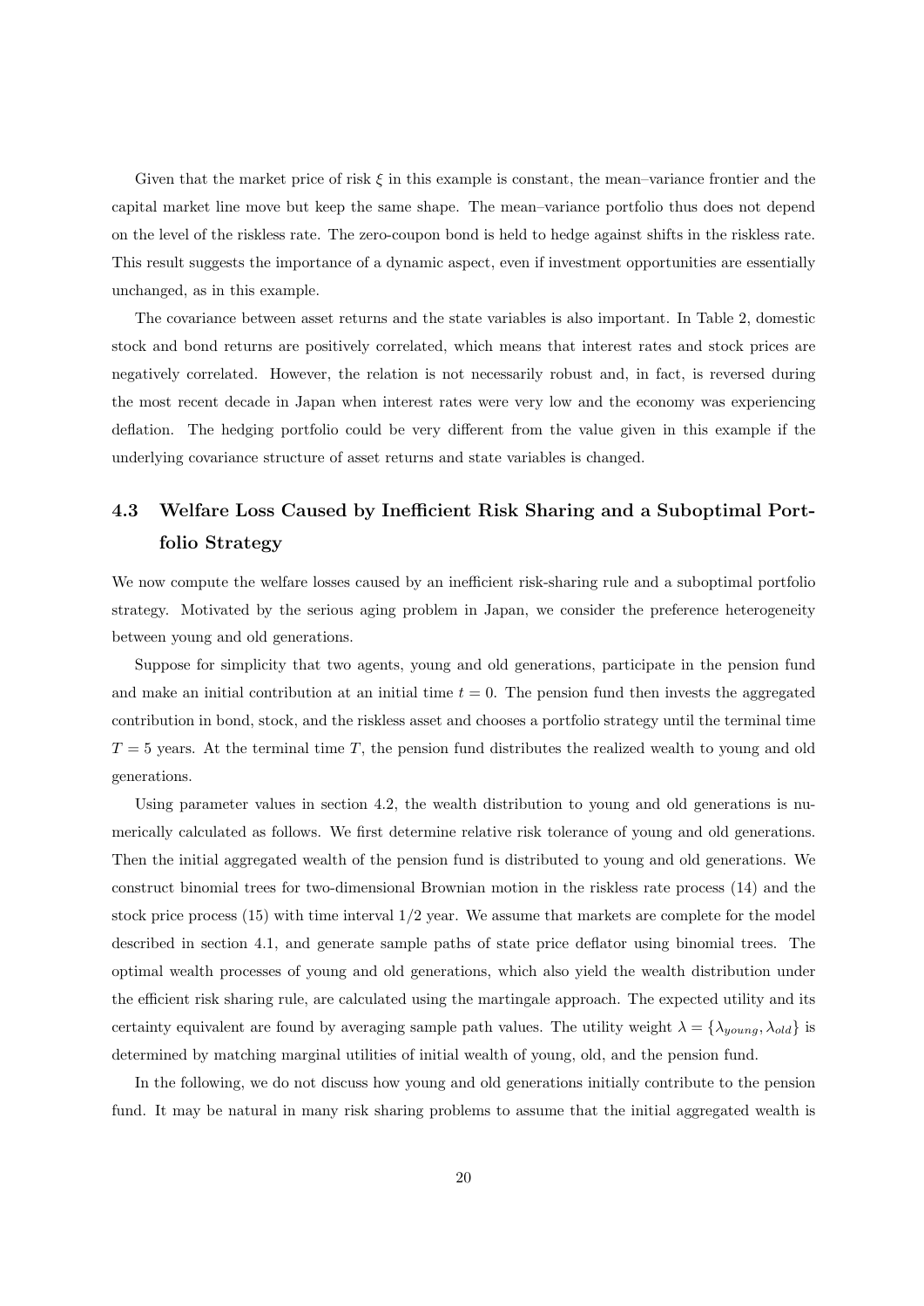Given that the market price of risk $\xi$ in this example is constant, the mean–variance frontier and the capital market line move but keep the same shape. The mean–variance portfolio thus does not depend on the level of the riskless rate. The zero-coupon bond is held to hedge against shifts in the riskless rate. This result suggests the importance of a dynamic aspect, even if investment opportunities are essentially unchanged, as in this example.

The covariance between asset returns and the state variables is also important. In Table 2, domestic stock and bond returns are positively correlated, which means that interest rates and stock prices are negatively correlated. However, the relation is not necessarily robust and, in fact, is reversed during the most recent decade in Japan when interest rates were very low and the economy was experiencing deflation. The hedging portfolio could be very different from the value given in this example if the underlying covariance structure of asset returns and state variables is changed.

### 4.3 Welfare Loss Caused by Inefficient Risk Sharing and a Suboptimal Portfolio Strategy

We now compute the welfare losses caused by an inefficient risk-sharing rule and a suboptimal portfolio strategy. Motivated by the serious aging problem in Japan, we consider the preference heterogeneity between young and old generations.

Suppose for simplicity that two agents, young and old generations, participate in the pension fund and make an initial contribution at an initial time $t = 0$. The pension fund then invests the aggregated contribution in bond, stock, and the riskless asset and chooses a portfolio strategy until the terminal time $T = 5$ years. At the terminal time $T$, the pension fund distributes the realized wealth to young and old generations.

Using parameter values in section 4.2, the wealth distribution to young and old generations is numerically calculated as follows. We first determine relative risk tolerance of young and old generations. Then the initial aggregated wealth of the pension fund is distributed to young and old generations. We construct binomial trees for two-dimensional Brownian motion in the riskless rate process (14) and the stock price process (15) with time interval $1/2$ year. We assume that markets are complete for the model described in section 4.1, and generate sample paths of state price deflator using binomial trees. The optimal wealth processes of young and old generations, which also yield the wealth distribution under the efficient risk sharing rule, are calculated using the martingale approach. The expected utility and its certainty equivalent are found by averaging sample path values. The utility weight $\lambda = \{\lambda_{young}, \lambda_{old}\}$ is determined by matching marginal utilities of initial wealth of young, old, and the pension fund.

In the following, we do not discuss how young and old generations initially contribute to the pension fund. It may be natural in many risk sharing problems to assume that the initial aggregated wealth is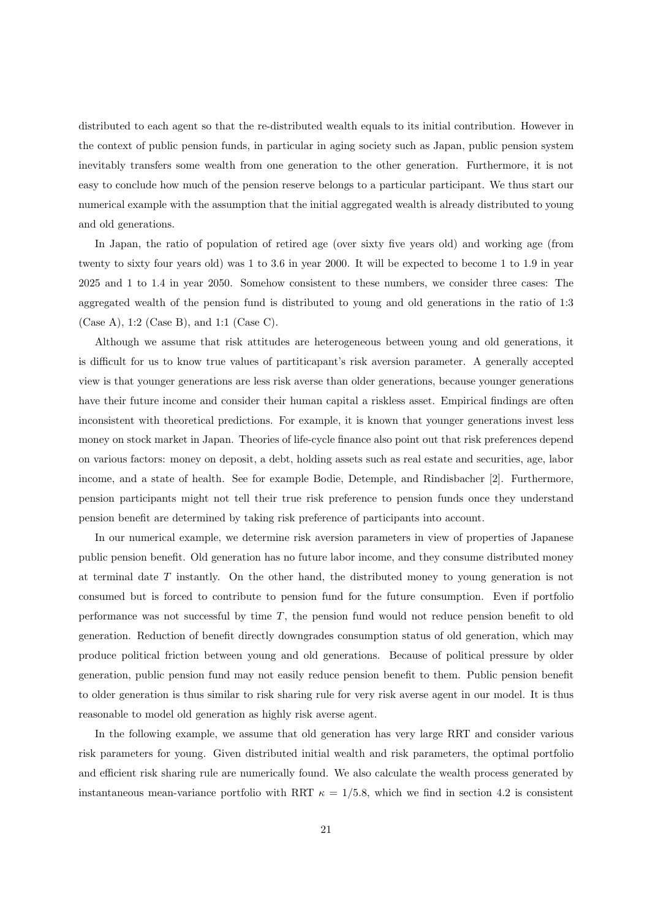distributed to each agent so that the re-distributed wealth equals to its initial contribution. However in the context of public pension funds, in particular in aging society such as Japan, public pension system inevitably transfers some wealth from one generation to the other generation. Furthermore, it is not easy to conclude how much of the pension reserve belongs to a particular participant. We thus start our numerical example with the assumption that the initial aggregated wealth is already distributed to young and old generations.

In Japan, the ratio of population of retired age (over sixty five years old) and working age (from twenty to sixty four years old) was 1 to 3.6 in year 2000. It will be expected to become 1 to 1.9 in year 2025 and 1 to 1.4 in year 2050. Somehow consistent to these numbers, we consider three cases: The aggregated wealth of the pension fund is distributed to young and old generations in the ratio of 1:3 (Case A), 1:2 (Case B), and 1:1 (Case C).

Although we assume that risk attitudes are heterogeneous between young and old generations, it is difficult for us to know true values of partiticapant's risk aversion parameter. A generally accepted view is that younger generations are less risk averse than older generations, because younger generations have their future income and consider their human capital a riskless asset. Empirical findings are often inconsistent with theoretical predictions. For example, it is known that younger generations invest less money on stock market in Japan. Theories of life-cycle finance also point out that risk preferences depend on various factors: money on deposit, a debt, holding assets such as real estate and securities, age, labor income, and a state of health. See for example Bodie, Detemple, and Rindisbacher [2]. Furthermore, pension participants might not tell their true risk preference to pension funds once they understand pension benefit are determined by taking risk preference of participants into account.

In our numerical example, we determine risk aversion parameters in view of properties of Japanese public pension benefit. Old generation has no future labor income, and they consume distributed money at terminal date $T$ instantly. On the other hand, the distributed money to young generation is not consumed but is forced to contribute to pension fund for the future consumption. Even if portfolio performance was not successful by time $T$, the pension fund would not reduce pension benefit to old generation. Reduction of benefit directly downgrades consumption status of old generation, which may produce political friction between young and old generations. Because of political pressure by older generation, public pension fund may not easily reduce pension benefit to them. Public pension benefit to older generation is thus similar to risk sharing rule for very risk averse agent in our model. It is thus reasonable to model old generation as highly risk averse agent.

In the following example, we assume that old generation has very large RRT and consider various risk parameters for young. Given distributed initial wealth and risk parameters, the optimal portfolio and efficient risk sharing rule are numerically found. We also calculate the wealth process generated by instantaneous mean-variance portfolio with RRT $\kappa = 1/5.8$, which we find in section 4.2 is consistent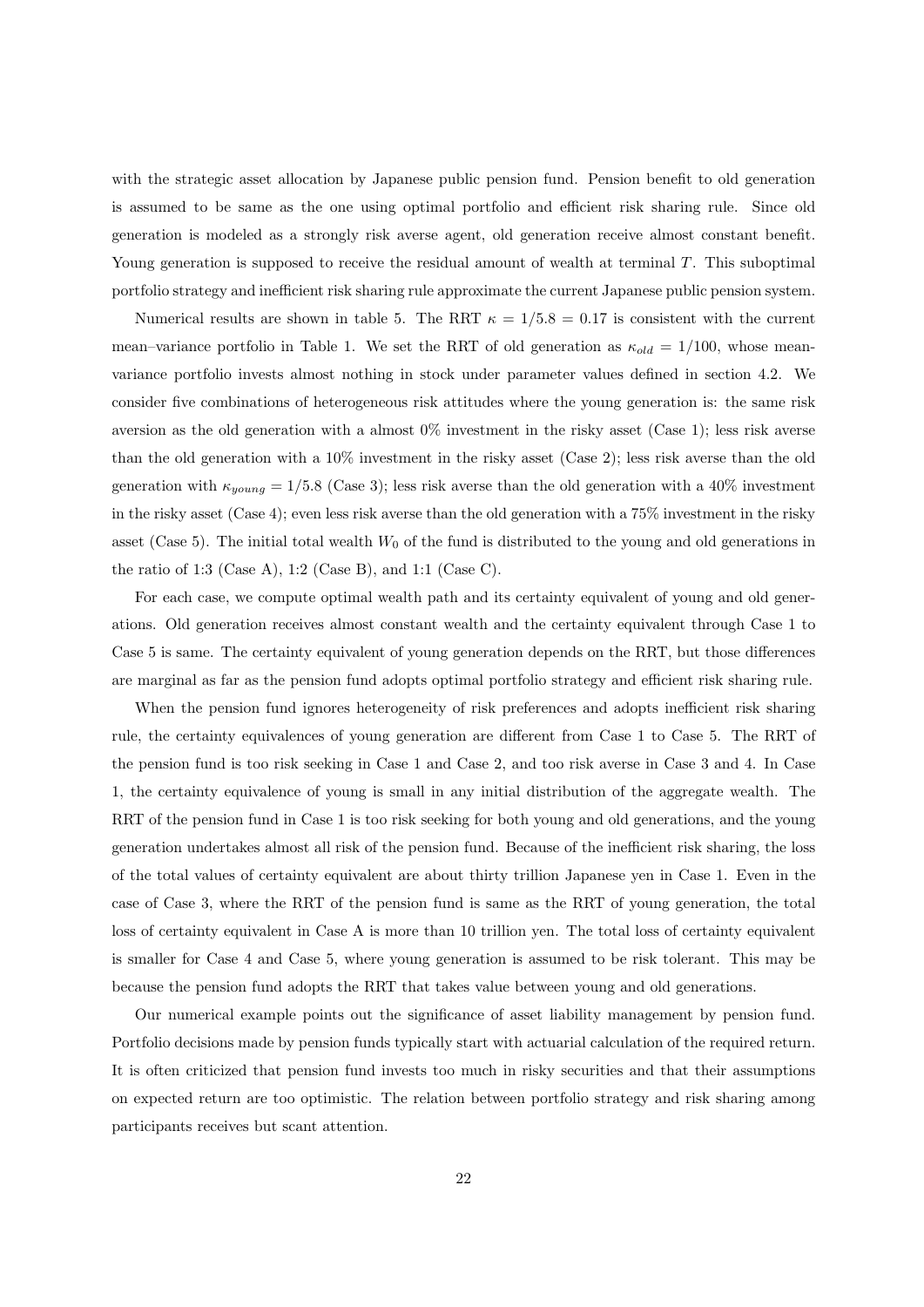with the strategic asset allocation by Japanese public pension fund. Pension benefit to old generation is assumed to be same as the one using optimal portfolio and efficient risk sharing rule. Since old generation is modeled as a strongly risk averse agent, old generation receive almost constant benefit. Young generation is supposed to receive the residual amount of wealth at terminal $T$. This suboptimal portfolio strategy and inefficient risk sharing rule approximate the current Japanese public pension system.

Numerical results are shown in table 5. The RRT $\kappa = 1/5.8 = 0.17$ is consistent with the current mean–variance portfolio in Table 1. We set the RRT of old generation as $\kappa_{old} = 1/100$, whose mean-variance portfolio invests almost nothing in stock under parameter values defined in section 4.2. We consider five combinations of heterogeneous risk attitudes where the young generation is: the same risk aversion as the old generation with a almost 0% investment in the risky asset (Case 1); less risk averse than the old generation with a 10% investment in the risky asset (Case 2); less risk averse than the old generation with $\kappa_{young} = 1/5.8$ (Case 3); less risk averse than the old generation with a 40% investment in the risky asset (Case 4); even less risk averse than the old generation with a 75% investment in the risky asset (Case 5). The initial total wealth $W_0$ of the fund is distributed to the young and old generations in the ratio of 1:3 (Case A), 1:2 (Case B), and 1:1 (Case C).

For each case, we compute optimal wealth path and its certainty equivalent of young and old generations. Old generation receives almost constant wealth and the certainty equivalent through Case 1 to Case 5 is same. The certainty equivalent of young generation depends on the RRT, but those differences are marginal as far as the pension fund adopts optimal portfolio strategy and efficient risk sharing rule.

When the pension fund ignores heterogeneity of risk preferences and adopts inefficient risk sharing rule, the certainty equivalences of young generation are different from Case 1 to Case 5. The RRT of the pension fund is too risk seeking in Case 1 and Case 2, and too risk averse in Case 3 and 4. In Case 1, the certainty equivalence of young is small in any initial distribution of the aggregate wealth. The RRT of the pension fund in Case 1 is too risk seeking for both young and old generations, and the young generation undertakes almost all risk of the pension fund. Because of the inefficient risk sharing, the loss of the total values of certainty equivalent are about thirty trillion Japanese yen in Case 1. Even in the case of Case 3, where the RRT of the pension fund is same as the RRT of young generation, the total loss of certainty equivalent in Case A is more than 10 trillion yen. The total loss of certainty equivalent is smaller for Case 4 and Case 5, where young generation is assumed to be risk tolerant. This may be because the pension fund adopts the RRT that takes value between young and old generations.

Our numerical example points out the significance of asset liability management by pension fund. Portfolio decisions made by pension funds typically start with actuarial calculation of the required return. It is often criticized that pension fund invests too much in risky securities and that their assumptions on expected return are too optimistic. The relation between portfolio strategy and risk sharing among participants receives but scant attention.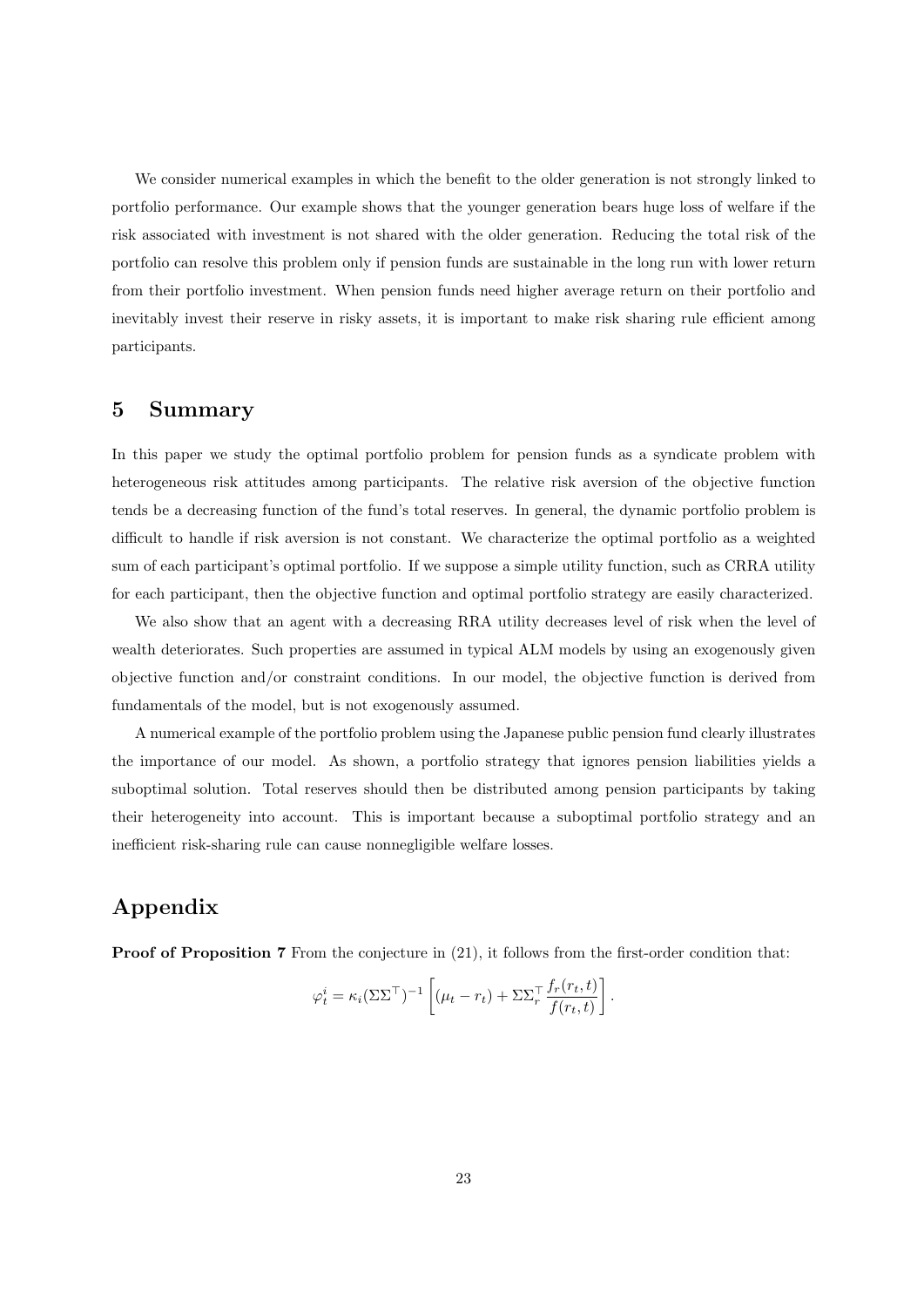We consider numerical examples in which the benefit to the older generation is not strongly linked to portfolio performance. Our example shows that the younger generation bears huge loss of welfare if the risk associated with investment is not shared with the older generation. Reducing the total risk of the portfolio can resolve this problem only if pension funds are sustainable in the long run with lower return from their portfolio investment. When pension funds need higher average return on their portfolio and inevitably invest their reserve in risky assets, it is important to make risk sharing rule efficient among participants.

## 5 Summary

In this paper we study the optimal portfolio problem for pension funds as a syndicate problem with heterogeneous risk attitudes among participants. The relative risk aversion of the objective function tends be a decreasing function of the fund's total reserves. In general, the dynamic portfolio problem is difficult to handle if risk aversion is not constant. We characterize the optimal portfolio as a weighted sum of each participant's optimal portfolio. If we suppose a simple utility function, such as CRRA utility for each participant, then the objective function and optimal portfolio strategy are easily characterized.

We also show that an agent with a decreasing RRA utility decreases level of risk when the level of wealth deteriorates. Such properties are assumed in typical ALM models by using an exogenously given objective function and/or constraint conditions. In our model, the objective function is derived from fundamentals of the model, but is not exogenously assumed.

A numerical example of the portfolio problem using the Japanese public pension fund clearly illustrates the importance of our model. As shown, a portfolio strategy that ignores pension liabilities yields a suboptimal solution. Total reserves should then be distributed among pension participants by taking their heterogeneity into account. This is important because a suboptimal portfolio strategy and an inefficient risk-sharing rule can cause nonnegligible welfare losses.

## Appendix

**Proof of Proposition 7** From the conjecture in (21), it follows from the first-order condition that:

$$\varphi_t^i = \kappa_i (\Sigma\Sigma^\top)^{-1} \left[ (\mu_t - r_t) + \Sigma\Sigma_r^\top \frac{f_r(r_t, t)}{f(r_t, t)} \right].$$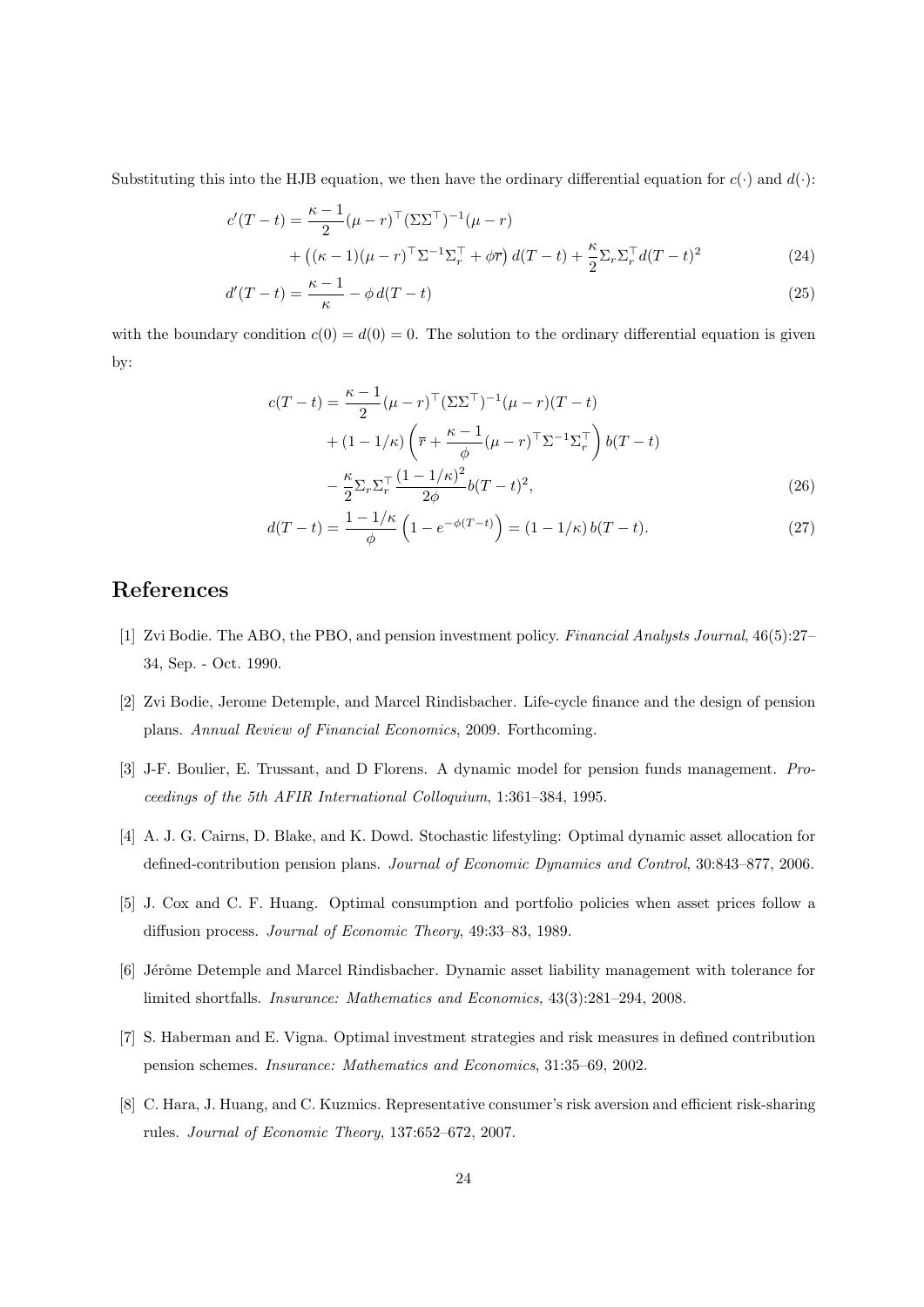Substituting this into the HJB equation, we then have the ordinary differential equation for $c(\cdot)$ and $d(\cdot)$:

$$
\begin{aligned}
c'(T-t) &= \frac{\kappa-1}{2}(\mu-r)^\top(\Sigma\Sigma^\top)^{-1}(\mu-r) \\
&\quad + \left((\kappa-1)(\mu-r)^\top\Sigma^{-1}\Sigma_r^\top + \phi\overline{r}\right)d(T-t) + \frac{\kappa}{2}\Sigma_r\Sigma_r^\top d(T-t)^2 \qquad (24) \\
d'(T-t) &= \frac{\kappa-1}{\kappa} - \phi\, d(T-t) \qquad (25)
\end{aligned}
$$

with the boundary condition $c(0) = d(0) = 0$. The solution to the ordinary differential equation is given by:

$$
\begin{aligned}
c(T-t) &= \frac{\kappa-1}{2}(\mu-r)^\top(\Sigma\Sigma^\top)^{-1}(\mu-r)(T-t) \\
&\quad + (1-1/\kappa)\left(\overline{r} + \frac{\kappa-1}{\phi}(\mu-r)^\top\Sigma^{-1}\Sigma_r^\top\right)b(T-t) \\
&\quad - \frac{\kappa}{2}\Sigma_r\Sigma_r^\top\frac{(1-1/\kappa)^2}{2\phi}b(T-t)^2, \qquad (26) \\
d(T-t) &= \frac{1-1/\kappa}{\phi}\left(1-e^{-\phi(T-t)}\right) = (1-1/\kappa)\,b(T-t). \qquad (27)
\end{aligned}
$$

# References

[1] Zvi Bodie. The ABO, the PBO, and pension investment policy. *Financial Analysts Journal*, 46(5):27–34, Sep. - Oct. 1990.

[2] Zvi Bodie, Jerome Detemple, and Marcel Rindisbacher. Life-cycle finance and the design of pension plans. *Annual Review of Financial Economics*, 2009. Forthcoming.

[3] J-F. Boulier, E. Trussant, and D Florens. A dynamic model for pension funds management. *Proceedings of the 5th AFIR International Colloquium*, 1:361–384, 1995.

[4] A. J. G. Cairns, D. Blake, and K. Dowd. Stochastic lifestyling: Optimal dynamic asset allocation for defined-contribution pension plans. *Journal of Economic Dynamics and Control*, 30:843–877, 2006.

[5] J. Cox and C. F. Huang. Optimal consumption and portfolio policies when asset prices follow a diffusion process. *Journal of Economic Theory*, 49:33–83, 1989.

[6] Jérôme Detemple and Marcel Rindisbacher. Dynamic asset liability management with tolerance for limited shortfalls. *Insurance: Mathematics and Economics*, 43(3):281–294, 2008.

[7] S. Haberman and E. Vigna. Optimal investment strategies and risk measures in defined contribution pension schemes. *Insurance: Mathematics and Economics*, 31:35–69, 2002.

[8] C. Hara, J. Huang, and C. Kuzmics. Representative consumer's risk aversion and efficient risk-sharing rules. *Journal of Economic Theory*, 137:652–672, 2007.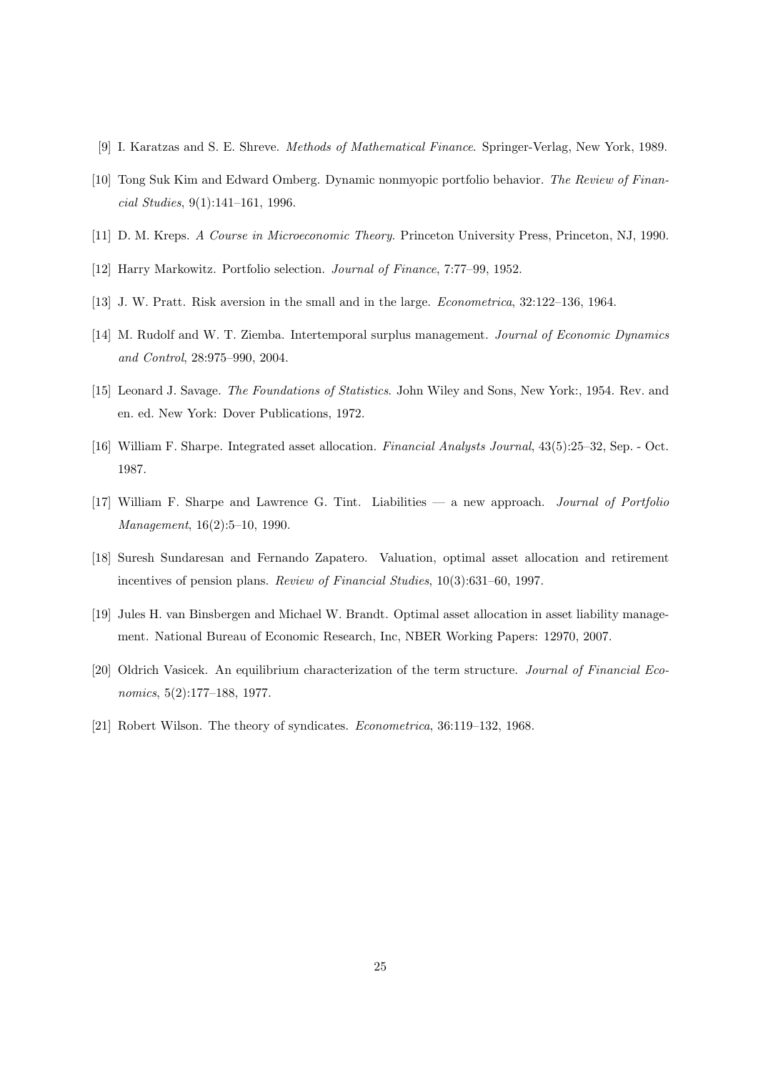[9] I. Karatzas and S. E. Shreve. *Methods of Mathematical Finance*. Springer-Verlag, New York, 1989.

[10] Tong Suk Kim and Edward Omberg. Dynamic nonmyopic portfolio behavior. *The Review of Financial Studies*, 9(1):141–161, 1996.

[11] D. M. Kreps. *A Course in Microeconomic Theory*. Princeton University Press, Princeton, NJ, 1990.

[12] Harry Markowitz. Portfolio selection. *Journal of Finance*, 7:77–99, 1952.

[13] J. W. Pratt. Risk aversion in the small and in the large. *Econometrica*, 32:122–136, 1964.

[14] M. Rudolf and W. T. Ziemba. Intertemporal surplus management. *Journal of Economic Dynamics and Control*, 28:975–990, 2004.

[15] Leonard J. Savage. *The Foundations of Statistics*. John Wiley and Sons, New York:, 1954. Rev. and en. ed. New York: Dover Publications, 1972.

[16] William F. Sharpe. Integrated asset allocation. *Financial Analysts Journal*, 43(5):25–32, Sep. - Oct. 1987.

[17] William F. Sharpe and Lawrence G. Tint. Liabilities — a new approach. *Journal of Portfolio Management*, 16(2):5–10, 1990.

[18] Suresh Sundaresan and Fernando Zapatero. Valuation, optimal asset allocation and retirement incentives of pension plans. *Review of Financial Studies*, 10(3):631–60, 1997.

[19] Jules H. van Binsbergen and Michael W. Brandt. Optimal asset allocation in asset liability management. National Bureau of Economic Research, Inc, NBER Working Papers: 12970, 2007.

[20] Oldrich Vasicek. An equilibrium characterization of the term structure. *Journal of Financial Economics*, 5(2):177–188, 1977.

[21] Robert Wilson. The theory of syndicates. *Econometrica*, 36:119–132, 1968.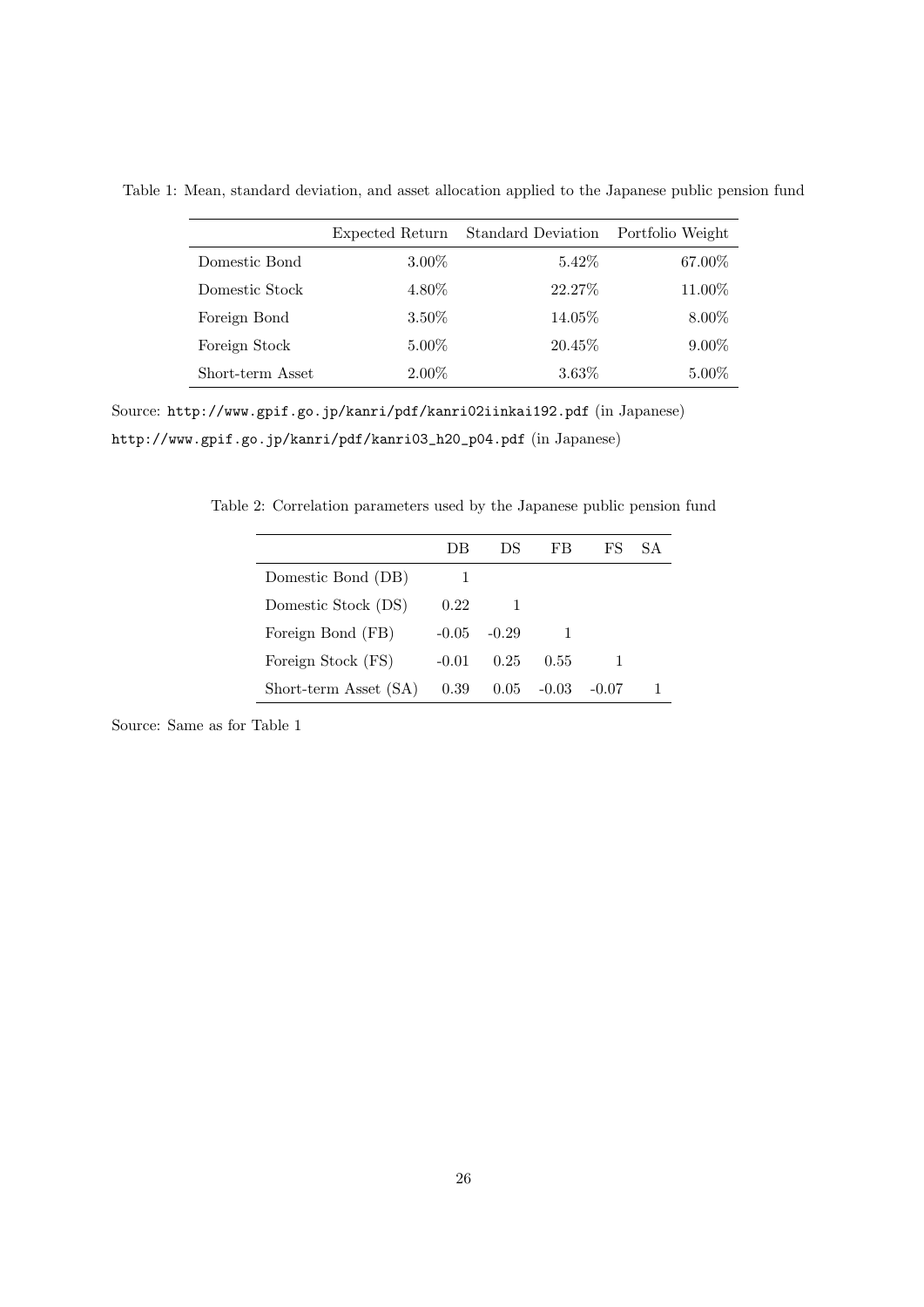Table 1: Mean, standard deviation, and asset allocation applied to the Japanese public pension fund

| | Expected Return | Standard Deviation | Portfolio Weight |
|---|---|---|---|
| Domestic Bond | 3.00% | 5.42% | 67.00% |
| Domestic Stock | 4.80% | 22.27% | 11.00% |
| Foreign Bond | 3.50% | 14.05% | 8.00% |
| Foreign Stock | 5.00% | 20.45% | 9.00% |
| Short-term Asset | 2.00% | 3.63% | 5.00% |

Source: http://www.gpif.go.jp/kanri/pdf/kanri02iinkai192.pdf (in Japanese)
http://www.gpif.go.jp/kanri/pdf/kanri03_h20_p04.pdf (in Japanese)

Table 2: Correlation parameters used by the Japanese public pension fund

| | DB | DS | FB | FS | SA |
|---|---|---|---|---|---|
| Domestic Bond (DB) | 1 | | | | |
| Domestic Stock (DS) | 0.22 | 1 | | | |
| Foreign Bond (FB) | -0.05 | -0.29 | 1 | | |
| Foreign Stock (FS) | -0.01 | 0.25 | 0.55 | 1 | |
| Short-term Asset (SA) | 0.39 | 0.05 | -0.03 | -0.07 | 1 |

Source: Same as for Table 1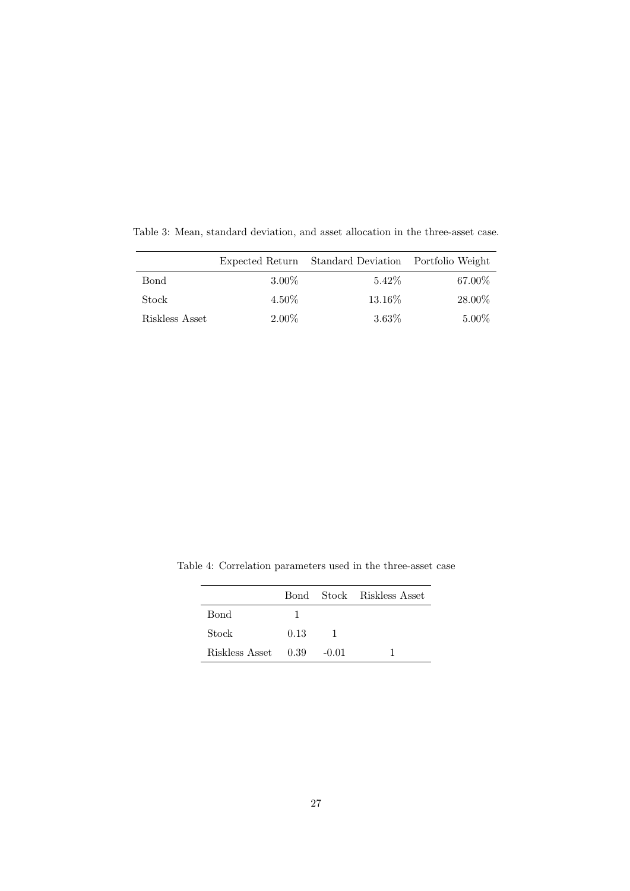Table 3: Mean, standard deviation, and asset allocation in the three-asset case.

| | Expected Return | Standard Deviation | Portfolio Weight |
|---|---|---|---|
| Bond | 3.00% | 5.42% | 67.00% |
| Stock | 4.50% | 13.16% | 28.00% |
| Riskless Asset | 2.00% | 3.63% | 5.00% |

Table 4: Correlation parameters used in the three-asset case

| | Bond | Stock | Riskless Asset |
|---|---|---|---|
| Bond | 1 | | |
| Stock | 0.13 | 1 | |
| Riskless Asset | 0.39 | -0.01 | 1 |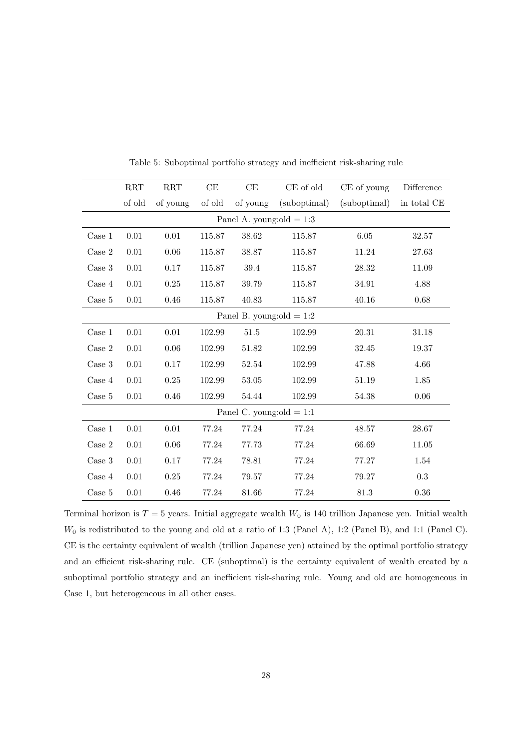Table 5: Suboptimal portfolio strategy and inefficient risk-sharing rule

| | RRT of old | RRT of young | CE of old | CE of young | CE of old (suboptimal) | CE of young (suboptimal) | Difference in total CE |
|---|---|---|---|---|---|---|---|
| Panel A. young:old = 1:3 | | | | | | | |
| Case 1 | 0.01 | 0.01 | 115.87 | 38.62 | 115.87 | 6.05 | 32.57 |
| Case 2 | 0.01 | 0.06 | 115.87 | 38.87 | 115.87 | 11.24 | 27.63 |
| Case 3 | 0.01 | 0.17 | 115.87 | 39.4 | 115.87 | 28.32 | 11.09 |
| Case 4 | 0.01 | 0.25 | 115.87 | 39.79 | 115.87 | 34.91 | 4.88 |
| Case 5 | 0.01 | 0.46 | 115.87 | 40.83 | 115.87 | 40.16 | 0.68 |
| Panel B. young:old = 1:2 | | | | | | | |
| Case 1 | 0.01 | 0.01 | 102.99 | 51.5 | 102.99 | 20.31 | 31.18 |
| Case 2 | 0.01 | 0.06 | 102.99 | 51.82 | 102.99 | 32.45 | 19.37 |
| Case 3 | 0.01 | 0.17 | 102.99 | 52.54 | 102.99 | 47.88 | 4.66 |
| Case 4 | 0.01 | 0.25 | 102.99 | 53.05 | 102.99 | 51.19 | 1.85 |
| Case 5 | 0.01 | 0.46 | 102.99 | 54.44 | 102.99 | 54.38 | 0.06 |
| Panel C. young:old = 1:1 | | | | | | | |
| Case 1 | 0.01 | 0.01 | 77.24 | 77.24 | 77.24 | 48.57 | 28.67 |
| Case 2 | 0.01 | 0.06 | 77.24 | 77.73 | 77.24 | 66.69 | 11.05 |
| Case 3 | 0.01 | 0.17 | 77.24 | 78.81 | 77.24 | 77.27 | 1.54 |
| Case 4 | 0.01 | 0.25 | 77.24 | 79.57 | 77.24 | 79.27 | 0.3 |
| Case 5 | 0.01 | 0.46 | 77.24 | 81.66 | 77.24 | 81.3 | 0.36 |

Terminal horizon is $T = 5$ years. Initial aggregate wealth $W_0$ is 140 trillion Japanese yen. Initial wealth $W_0$ is redistributed to the young and old at a ratio of 1:3 (Panel A), 1:2 (Panel B), and 1:1 (Panel C). CE is the certainty equivalent of wealth (trillion Japanese yen) attained by the optimal portfolio strategy and an efficient risk-sharing rule. CE (suboptimal) is the certainty equivalent of wealth created by a suboptimal portfolio strategy and an inefficient risk-sharing rule. Young and old are homogeneous in Case 1, but heterogeneous in all other cases.